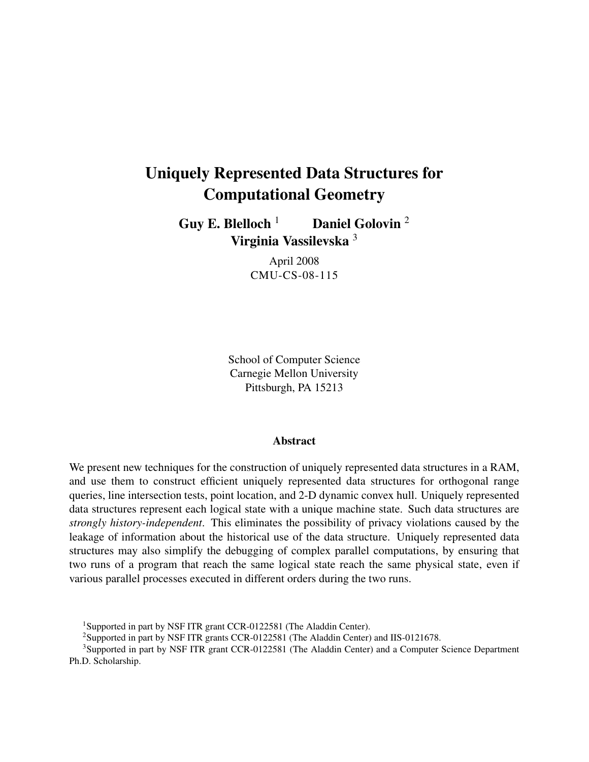# Uniquely Represented Data Structures for Computational Geometry

**Guy E. Blelloch** [1] **Daniel Golovin** [2]
**Virginia Vassilevska** [3]

April 2008
CMU-CS-08-115

School of Computer Science
Carnegie Mellon University
Pittsburgh, PA 15213

## Abstract

We present new techniques for the construction of uniquely represented data structures in a RAM, and use them to construct efficient uniquely represented data structures for orthogonal range queries, line intersection tests, point location, and 2-D dynamic convex hull. Uniquely represented data structures represent each logical state with a unique machine state. Such data structures are *strongly history-independent*. This eliminates the possibility of privacy violations caused by the leakage of information about the historical use of the data structure. Uniquely represented data structures may also simplify the debugging of complex parallel computations, by ensuring that two runs of a program that reach the same logical state reach the same physical state, even if various parallel processes executed in different orders during the two runs.

[1] Supported in part by NSF ITR grant CCR-0122581 (The Aladdin Center).

[2] Supported in part by NSF ITR grants CCR-0122581 (The Aladdin Center) and IIS-0121678.

[3] Supported in part by NSF ITR grant CCR-0122581 (The Aladdin Center) and a Computer Science Department Ph.D. Scholarship.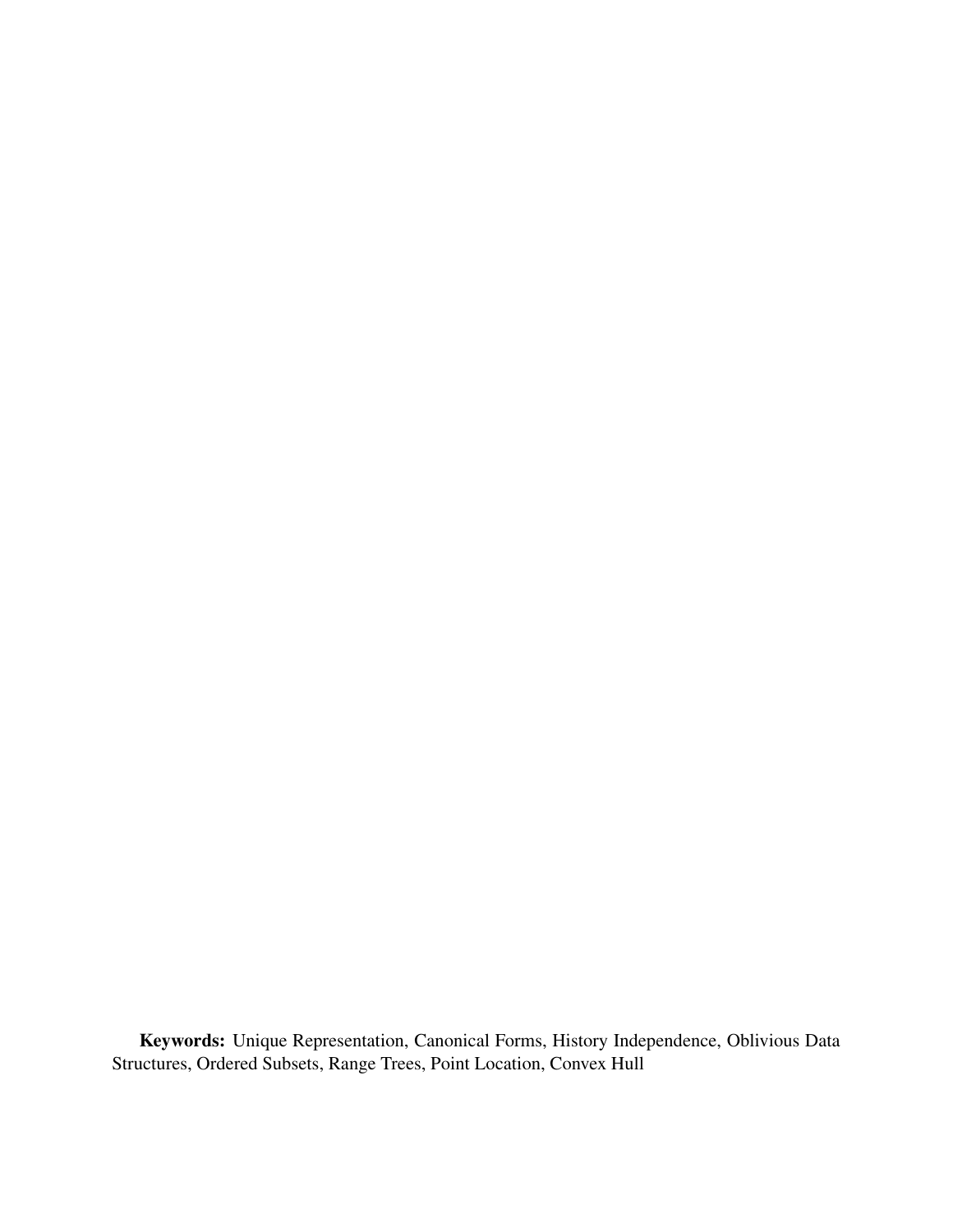**Keywords:** Unique Representation, Canonical Forms, History Independence, Oblivious Data Structures, Ordered Subsets, Range Trees, Point Location, Convex Hull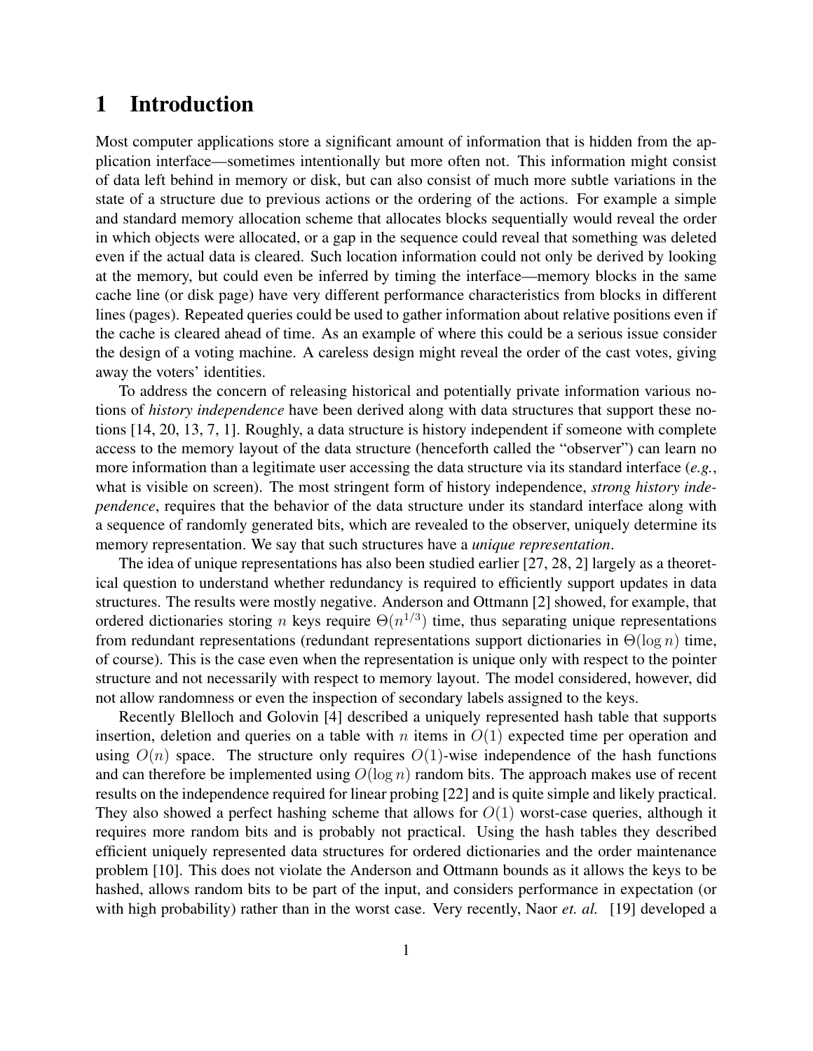# 1 Introduction

Most computer applications store a significant amount of information that is hidden from the application interface—sometimes intentionally but more often not. This information might consist of data left behind in memory or disk, but can also consist of much more subtle variations in the state of a structure due to previous actions or the ordering of the actions. For example a simple and standard memory allocation scheme that allocates blocks sequentially would reveal the order in which objects were allocated, or a gap in the sequence could reveal that something was deleted even if the actual data is cleared. Such location information could not only be derived by looking at the memory, but could even be inferred by timing the interface—memory blocks in the same cache line (or disk page) have very different performance characteristics from blocks in different lines (pages). Repeated queries could be used to gather information about relative positions even if the cache is cleared ahead of time. As an example of where this could be a serious issue consider the design of a voting machine. A careless design might reveal the order of the cast votes, giving away the voters' identities.

To address the concern of releasing historical and potentially private information various notions of *history independence* have been derived along with data structures that support these notions [14, 20, 13, 7, 1]. Roughly, a data structure is history independent if someone with complete access to the memory layout of the data structure (henceforth called the "observer") can learn no more information than a legitimate user accessing the data structure via its standard interface (*e.g.*, what is visible on screen). The most stringent form of history independence, *strong history independence*, requires that the behavior of the data structure under its standard interface along with a sequence of randomly generated bits, which are revealed to the observer, uniquely determine its memory representation. We say that such structures have a *unique representation*.

The idea of unique representations has also been studied earlier [27, 28, 2] largely as a theoretical question to understand whether redundancy is required to efficiently support updates in data structures. The results were mostly negative. Anderson and Ottmann [2] showed, for example, that ordered dictionaries storing $n$ keys require $\Theta(n^{1/3})$ time, thus separating unique representations from redundant representations (redundant representations support dictionaries in $\Theta(\log n)$ time, of course). This is the case even when the representation is unique only with respect to the pointer structure and not necessarily with respect to memory layout. The model considered, however, did not allow randomness or even the inspection of secondary labels assigned to the keys.

Recently Blelloch and Golovin [4] described a uniquely represented hash table that supports insertion, deletion and queries on a table with $n$ items in $O(1)$ expected time per operation and using $O(n)$ space. The structure only requires $O(1)$-wise independence of the hash functions and can therefore be implemented using $O(\log n)$ random bits. The approach makes use of recent results on the independence required for linear probing [22] and is quite simple and likely practical. They also showed a perfect hashing scheme that allows for $O(1)$ worst-case queries, although it requires more random bits and is probably not practical. Using the hash tables they described efficient uniquely represented data structures for ordered dictionaries and the order maintenance problem [10]. This does not violate the Anderson and Ottmann bounds as it allows the keys to be hashed, allows random bits to be part of the input, and considers performance in expectation (or with high probability) rather than in the worst case. Very recently, Naor *et. al.* [19] developed a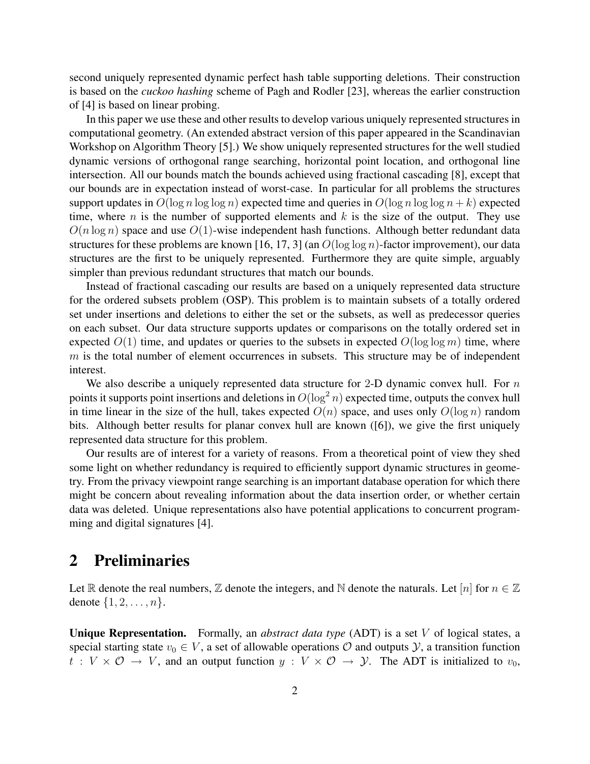second uniquely represented dynamic perfect hash table supporting deletions. Their construction is based on the *cuckoo hashing* scheme of Pagh and Rodler [23], whereas the earlier construction of [4] is based on linear probing.

In this paper we use these and other results to develop various uniquely represented structures in computational geometry. (An extended abstract version of this paper appeared in the Scandinavian Workshop on Algorithm Theory [5].) We show uniquely represented structures for the well studied dynamic versions of orthogonal range searching, horizontal point location, and orthogonal line intersection. All our bounds match the bounds achieved using fractional cascading [8], except that our bounds are in expectation instead of worst-case. In particular for all problems the structures support updates in $O(\log n \log \log n)$ expected time and queries in $O(\log n \log \log n + k)$ expected time, where $n$ is the number of supported elements and $k$ is the size of the output. They use $O(n \log n)$ space and use $O(1)$-wise independent hash functions. Although better redundant data structures for these problems are known [16, 17, 3] (an $O(\log \log n)$-factor improvement), our data structures are the first to be uniquely represented. Furthermore they are quite simple, arguably simpler than previous redundant structures that match our bounds.

Instead of fractional cascading our results are based on a uniquely represented data structure for the ordered subsets problem (OSP). This problem is to maintain subsets of a totally ordered set under insertions and deletions to either the set or the subsets, as well as predecessor queries on each subset. Our data structure supports updates or comparisons on the totally ordered set in expected $O(1)$ time, and updates or queries to the subsets in expected $O(\log \log m)$ time, where $m$ is the total number of element occurrences in subsets. This structure may be of independent interest.

We also describe a uniquely represented data structure for 2-D dynamic convex hull. For $n$ points it supports point insertions and deletions in $O(\log^2 n)$ expected time, outputs the convex hull in time linear in the size of the hull, takes expected $O(n)$ space, and uses only $O(\log n)$ random bits. Although better results for planar convex hull are known ([6]), we give the first uniquely represented data structure for this problem.

Our results are of interest for a variety of reasons. From a theoretical point of view they shed some light on whether redundancy is required to efficiently support dynamic structures in geometry. From the privacy viewpoint range searching is an important database operation for which there might be concern about revealing information about the data insertion order, or whether certain data was deleted. Unique representations also have potential applications to concurrent programming and digital signatures [4].

## 2 Preliminaries

Let $\mathbb{R}$ denote the real numbers, $\mathbb{Z}$ denote the integers, and $\mathbb{N}$ denote the naturals. Let $[n]$ for $n \in \mathbb{Z}$ denote $\{1, 2, \ldots, n\}$.

**Unique Representation.** Formally, an *abstract data type* (ADT) is a set $V$ of logical states, a special starting state $v_0 \in V$, a set of allowable operations $\mathcal{O}$ and outputs $\mathcal{Y}$, a transition function $t : V \times \mathcal{O} \to V$, and an output function $y : V \times \mathcal{O} \to \mathcal{Y}$. The ADT is initialized to $v_0$,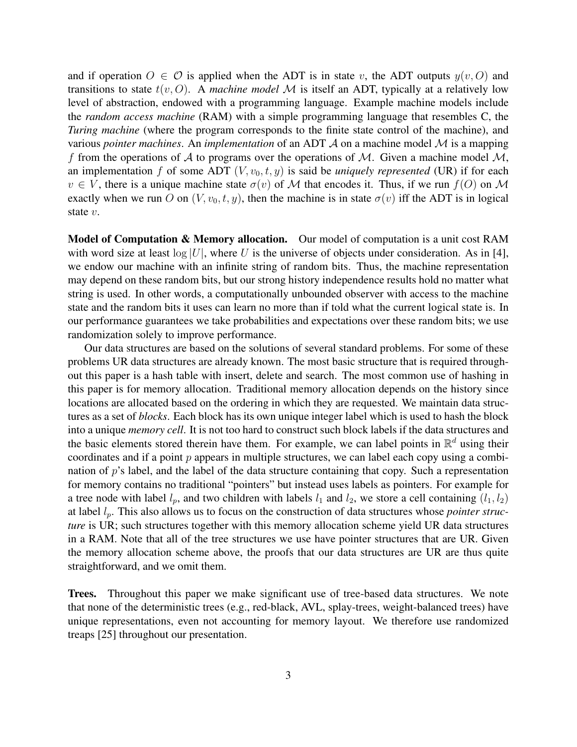and if operation $O \in \mathcal{O}$ is applied when the ADT is in state $v$, the ADT outputs $y(v, O)$ and transitions to state $t(v, O)$. A *machine model* $\mathcal{M}$ is itself an ADT, typically at a relatively low level of abstraction, endowed with a programming language. Example machine models include the *random access machine* (RAM) with a simple programming language that resembles C, the *Turing machine* (where the program corresponds to the finite state control of the machine), and various *pointer machines*. An *implementation* of an ADT $\mathcal{A}$ on a machine model $\mathcal{M}$ is a mapping $f$ from the operations of $\mathcal{A}$ to programs over the operations of $\mathcal{M}$. Given a machine model $\mathcal{M}$, an implementation $f$ of some ADT $(V, v_0, t, y)$ is said be *uniquely represented* (UR) if for each $v \in V$, there is a unique machine state $\sigma(v)$ of $\mathcal{M}$ that encodes it. Thus, if we run $f(O)$ on $\mathcal{M}$ exactly when we run $O$ on $(V, v_0, t, y)$, then the machine is in state $\sigma(v)$ iff the ADT is in logical state $v$.

**Model of Computation & Memory allocation.** Our model of computation is a unit cost RAM with word size at least $\log |U|$, where $U$ is the universe of objects under consideration. As in [4], we endow our machine with an infinite string of random bits. Thus, the machine representation may depend on these random bits, but our strong history independence results hold no matter what string is used. In other words, a computationally unbounded observer with access to the machine state and the random bits it uses can learn no more than if told what the current logical state is. In our performance guarantees we take probabilities and expectations over these random bits; we use randomization solely to improve performance.

Our data structures are based on the solutions of several standard problems. For some of these problems UR data structures are already known. The most basic structure that is required throughout this paper is a hash table with insert, delete and search. The most common use of hashing in this paper is for memory allocation. Traditional memory allocation depends on the history since locations are allocated based on the ordering in which they are requested. We maintain data structures as a set of *blocks*. Each block has its own unique integer label which is used to hash the block into a unique *memory cell*. It is not too hard to construct such block labels if the data structures and the basic elements stored therein have them. For example, we can label points in $\mathbb{R}^d$ using their coordinates and if a point $p$ appears in multiple structures, we can label each copy using a combination of $p$'s label, and the label of the data structure containing that copy. Such a representation for memory contains no traditional "pointers" but instead uses labels as pointers. For example for a tree node with label $l_p$, and two children with labels $l_1$ and $l_2$, we store a cell containing $(l_1, l_2)$ at label $l_p$. This also allows us to focus on the construction of data structures whose *pointer structure* is UR; such structures together with this memory allocation scheme yield UR data structures in a RAM. Note that all of the tree structures we use have pointer structures that are UR. Given the memory allocation scheme above, the proofs that our data structures are UR are thus quite straightforward, and we omit them.

**Trees.** Throughout this paper we make significant use of tree-based data structures. We note that none of the deterministic trees (e.g., red-black, AVL, splay-trees, weight-balanced trees) have unique representations, even not accounting for memory layout. We therefore use randomized treaps [25] throughout our presentation.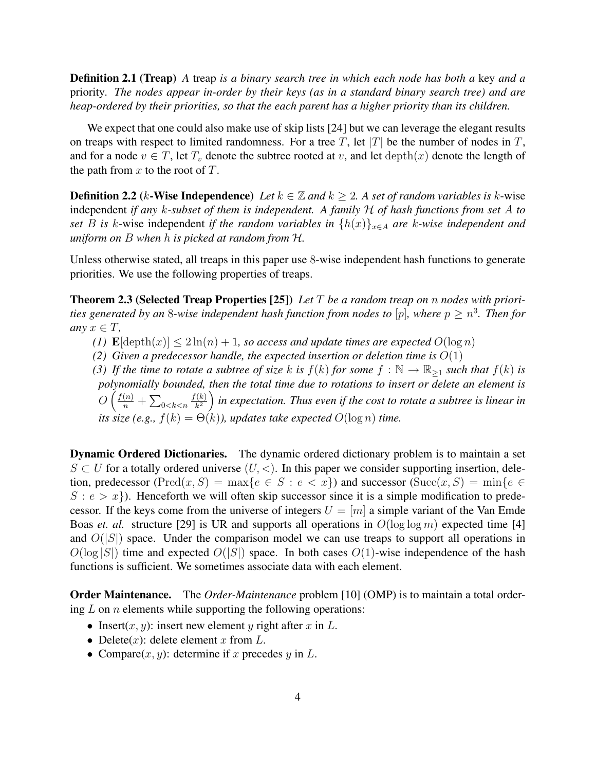**Definition 2.1 (Treap)** *A* treap *is a binary search tree in which each node has both a* key *and a* priority*. The nodes appear in-order by their keys (as in a standard binary search tree) and are heap-ordered by their priorities, so that the each parent has a higher priority than its children.*

We expect that one could also make use of skip lists [24] but we can leverage the elegant results on treaps with respect to limited randomness. For a tree $T$, let $|T|$ be the number of nodes in $T$, and for a node $v \in T$, let $T_v$ denote the subtree rooted at $v$, and let $\text{depth}(x)$ denote the length of the path from $x$ to the root of $T$.

**Definition 2.2 ($k$-Wise Independence)** *Let $k \in \mathbb{Z}$ and $k \geq 2$. A set of random variables is $k$-wise* independent *if any $k$-subset of them is independent. A family $\mathcal{H}$ of hash functions from set $A$ to set $B$ is $k$-wise independent if the random variables in $\{h(x)\}_{x \in A}$ are $k$-wise independent and uniform on $B$ when $h$ is picked at random from $\mathcal{H}$.*

Unless otherwise stated, all treaps in this paper use 8-wise independent hash functions to generate priorities. We use the following properties of treaps.

**Theorem 2.3 (Selected Treap Properties [25])** *Let $T$ be a random treap on $n$ nodes with priorities generated by an 8-wise independent hash function from nodes to $[p]$, where $p \geq n^3$. Then for any $x \in T$,*

*(1) $\mathbf{E}[\text{depth}(x)] \leq 2\ln(n) + 1$, so access and update times are expected $O(\log n)$*

*(2) Given a predecessor handle, the expected insertion or deletion time is $O(1)$*

*(3) If the time to rotate a subtree of size $k$ is $f(k)$ for some $f : \mathbb{N} \to \mathbb{R}_{\geq 1}$ such that $f(k)$ is polynomially bounded, then the total time due to rotations to insert or delete an element is $O\left(\frac{f(n)}{n} + \sum_{0<k<n} \frac{f(k)}{k^2}\right)$ in expectation. Thus even if the cost to rotate a subtree is linear in its size (e.g., $f(k) = \Theta(k)$), updates take expected $O(\log n)$ time.*

**Dynamic Ordered Dictionaries.** The dynamic ordered dictionary problem is to maintain a set $S \subset U$ for a totally ordered universe $(U, <)$. In this paper we consider supporting insertion, deletion, predecessor ($\text{Pred}(x, S) = \max\{e \in S : e < x\}$) and successor ($\text{Succ}(x, S) = \min\{e \in S : e > x\}$). Henceforth we will often skip successor since it is a simple modification to predecessor. If the keys come from the universe of integers $U = [m]$ a simple variant of the Van Emde Boas *et. al.* structure [29] is UR and supports all operations in $O(\log\log m)$ expected time [4] and $O(|S|)$ space. Under the comparison model we can use treaps to support all operations in $O(\log |S|)$ time and expected $O(|S|)$ space. In both cases $O(1)$-wise independence of the hash functions is sufficient. We sometimes associate data with each element.

**Order Maintenance.** The *Order-Maintenance* problem [10] (OMP) is to maintain a total ordering $L$ on $n$ elements while supporting the following operations:

- Insert$(x, y)$: insert new element $y$ right after $x$ in $L$.
- Delete$(x)$: delete element $x$ from $L$.
- Compare$(x, y)$: determine if $x$ precedes $y$ in $L$.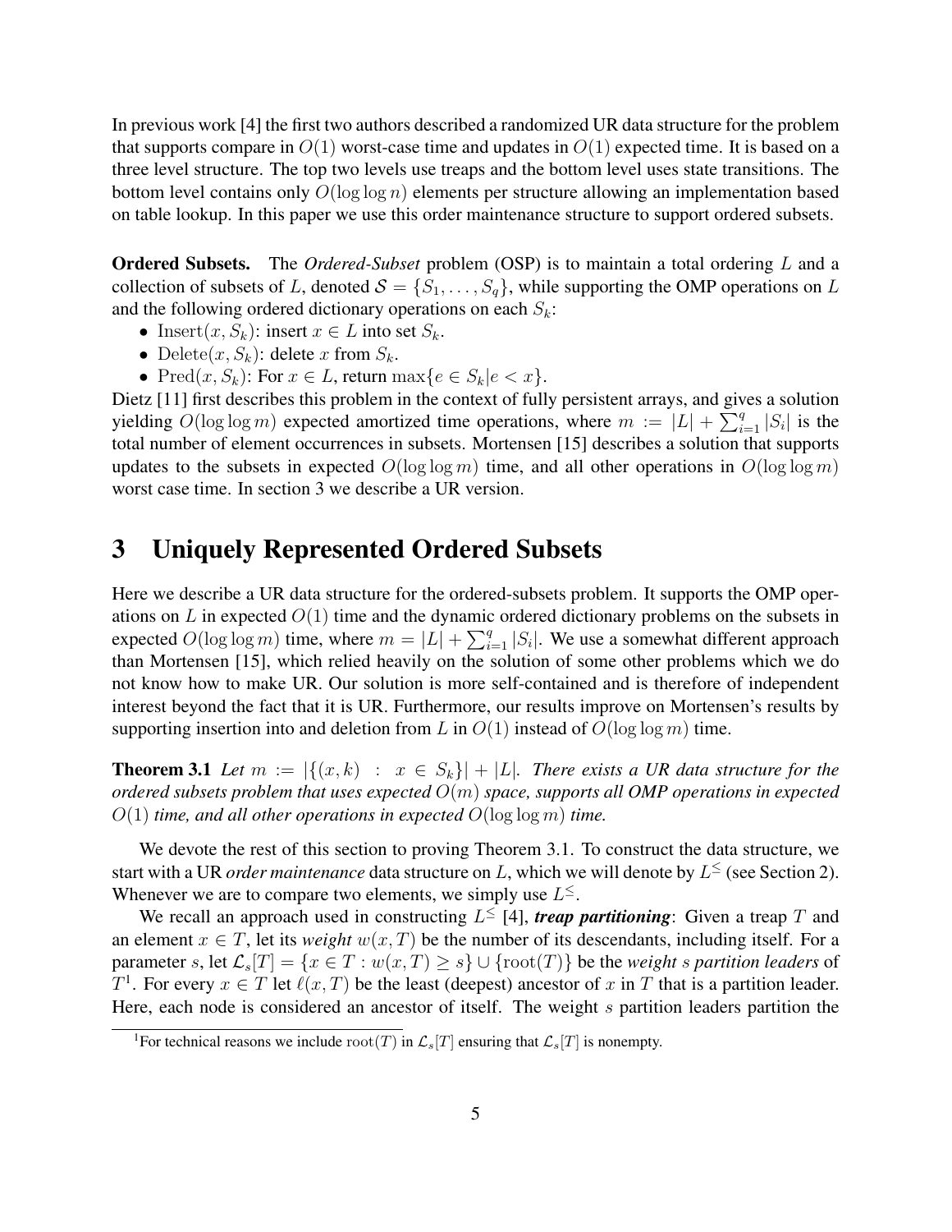In previous work [4] the first two authors described a randomized UR data structure for the problem that supports compare in $O(1)$ worst-case time and updates in $O(1)$ expected time. It is based on a three level structure. The top two levels use treaps and the bottom level uses state transitions. The bottom level contains only $O(\log \log n)$ elements per structure allowing an implementation based on table lookup. In this paper we use this order maintenance structure to support ordered subsets.

**Ordered Subsets.** The *Ordered-Subset* problem (OSP) is to maintain a total ordering $L$ and a collection of subsets of $L$, denoted $\mathcal{S} = \{S_1, \ldots, S_q\}$, while supporting the OMP operations on $L$ and the following ordered dictionary operations on each $S_k$:

- $\mathrm{Insert}(x, S_k)$: insert $x \in L$ into set $S_k$.
- $\mathrm{Delete}(x, S_k)$: delete $x$ from $S_k$.
- $\mathrm{Pred}(x, S_k)$: For $x \in L$, return $\max\{e \in S_k | e < x\}$.

Dietz [11] first describes this problem in the context of fully persistent arrays, and gives a solution yielding $O(\log \log m)$ expected amortized time operations, where $m := |L| + \sum_{i=1}^{q} |S_i|$ is the total number of element occurrences in subsets. Mortensen [15] describes a solution that supports updates to the subsets in expected $O(\log \log m)$ time, and all other operations in $O(\log \log m)$ worst case time. In section 3 we describe a UR version.

# 3 Uniquely Represented Ordered Subsets

Here we describe a UR data structure for the ordered-subsets problem. It supports the OMP operations on $L$ in expected $O(1)$ time and the dynamic ordered dictionary problems on the subsets in expected $O(\log \log m)$ time, where $m = |L| + \sum_{i=1}^{q} |S_i|$. We use a somewhat different approach than Mortensen [15], which relied heavily on the solution of some other problems which we do not know how to make UR. Our solution is more self-contained and is therefore of independent interest beyond the fact that it is UR. Furthermore, our results improve on Mortensen's results by supporting insertion into and deletion from $L$ in $O(1)$ instead of $O(\log \log m)$ time.

**Theorem 3.1** *Let $m := |\{(x, k) \; : \; x \in S_k\}| + |L|$. There exists a UR data structure for the ordered subsets problem that uses expected $O(m)$ space, supports all OMP operations in expected $O(1)$ time, and all other operations in expected $O(\log \log m)$ time.*

We devote the rest of this section to proving Theorem 3.1. To construct the data structure, we start with a UR *order maintenance* data structure on $L$, which we will denote by $L^{\leq}$ (see Section 2). Whenever we are to compare two elements, we simply use $L^{\leq}$.

We recall an approach used in constructing $L^{\leq}$ [4], ***treap partitioning***: Given a treap $T$ and an element $x \in T$, let its *weight* $w(x, T)$ be the number of its descendants, including itself. For a parameter $s$, let $\mathcal{L}_s[T] = \{x \in T : w(x, T) \geq s\} \cup \{\mathrm{root}(T)\}$ be the *weight $s$ partition leaders* of $T$[1]. For every $x \in T$ let $\ell(x, T)$ be the least (deepest) ancestor of $x$ in $T$ that is a partition leader. Here, each node is considered an ancestor of itself. The weight $s$ partition leaders partition the

[1]For technical reasons we include $\mathrm{root}(T)$ in $\mathcal{L}_s[T]$ ensuring that $\mathcal{L}_s[T]$ is nonempty.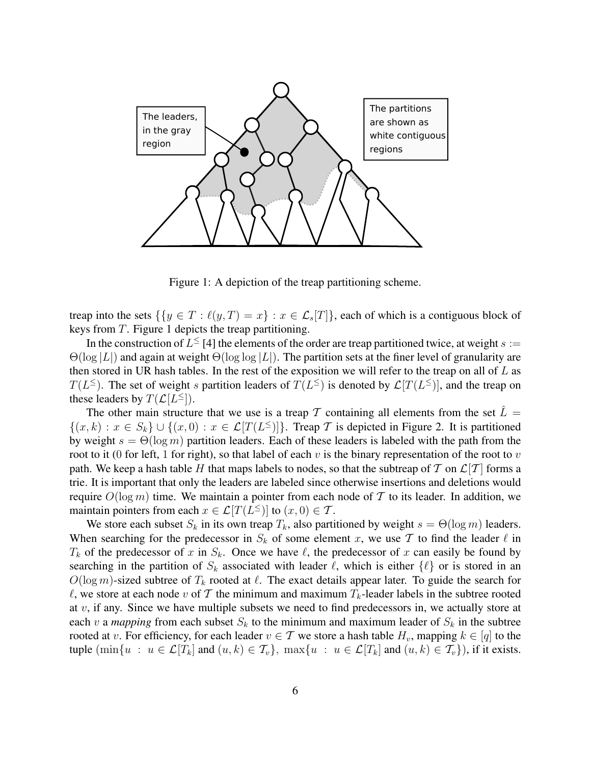Figure 1: A depiction of the treap partitioning scheme.

treap into the sets $\{\{y \in T : \ell(y, T) = x\} : x \in \mathcal{L}_s[T]\}$, each of which is a contiguous block of keys from $T$. Figure 1 depicts the treap partitioning.

In the construction of $L^{\leq}$ [4] the elements of the order are treap partitioned twice, at weight $s := \Theta(\log |L|)$ and again at weight $\Theta(\log \log |L|)$. The partition sets at the finer level of granularity are then stored in UR hash tables. In the rest of the exposition we will refer to the treap on all of $L$ as $T(L^{\leq})$. The set of weight $s$ partition leaders of $T(L^{\leq})$ is denoted by $\mathcal{L}[T(L^{\leq})]$, and the treap on these leaders by $T(\mathcal{L}[L^{\leq}])$.

The other main structure that we use is a treap $\mathcal{T}$ containing all elements from the set $\hat{L} = \{(x, k) : x \in S_k\} \cup \{(x, 0) : x \in \mathcal{L}[T(L^{\leq})]\}$. Treap $\mathcal{T}$ is depicted in Figure 2. It is partitioned by weight $s = \Theta(\log m)$ partition leaders. Each of these leaders is labeled with the path from the root to it (0 for left, 1 for right), so that label of each $v$ is the binary representation of the root to $v$ path. We keep a hash table $H$ that maps labels to nodes, so that the subtreap of $\mathcal{T}$ on $\mathcal{L}[\mathcal{T}]$ forms a trie. It is important that only the leaders are labeled since otherwise insertions and deletions would require $O(\log m)$ time. We maintain a pointer from each node of $\mathcal{T}$ to its leader. In addition, we maintain pointers from each $x \in \mathcal{L}[T(L^{\leq})]$ to $(x, 0) \in \mathcal{T}$.

We store each subset $S_k$ in its own treap $T_k$, also partitioned by weight $s = \Theta(\log m)$ leaders. When searching for the predecessor in $S_k$ of some element $x$, we use $\mathcal{T}$ to find the leader $\ell$ in $T_k$ of the predecessor of $x$ in $S_k$. Once we have $\ell$, the predecessor of $x$ can easily be found by searching in the partition of $S_k$ associated with leader $\ell$, which is either $\{\ell\}$ or is stored in an $O(\log m)$-sized subtree of $T_k$ rooted at $\ell$. The exact details appear later. To guide the search for $\ell$, we store at each node $v$ of $\mathcal{T}$ the minimum and maximum $T_k$-leader labels in the subtree rooted at $v$, if any. Since we have multiple subsets we need to find predecessors in, we actually store at each $v$ a *mapping* from each subset $S_k$ to the minimum and maximum leader of $S_k$ in the subtree rooted at $v$. For efficiency, for each leader $v \in \mathcal{T}$ we store a hash table $H_v$, mapping $k \in [q]$ to the tuple $(\min\{u : u \in \mathcal{L}[T_k] \text{ and } (u, k) \in \mathcal{T}_v\},\ \max\{u : u \in \mathcal{L}[T_k] \text{ and } (u, k) \in \mathcal{T}_v\})$, if it exists.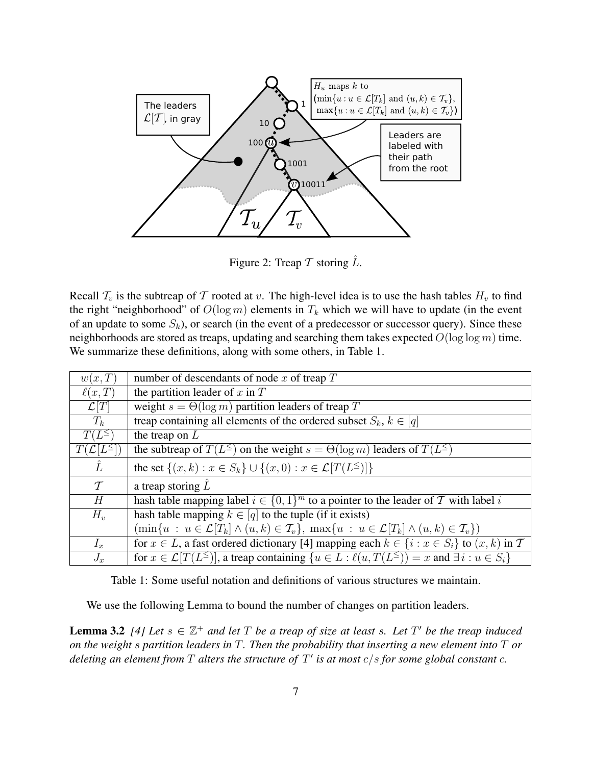Figure 2: Treap $\mathcal{T}$ storing $\hat{L}$.

Recall $\mathcal{T}_v$ is the subtreap of $\mathcal{T}$ rooted at $v$. The high-level idea is to use the hash tables $H_v$ to find the right "neighborhood" of $O(\log m)$ elements in $T_k$ which we will have to update (in the event of an update to some $S_k$), or search (in the event of a predecessor or successor query). Since these neighborhoods are stored as treaps, updating and searching them takes expected $O(\log \log m)$ time. We summarize these definitions, along with some others, in Table 1.

| | |
|---|---|
| $w(x, T)$ | number of descendants of node $x$ of treap $T$ |
| $\ell(x, T)$ | the partition leader of $x$ in $T$ |
| $\mathcal{L}[T]$ | weight $s = \Theta(\log m)$ partition leaders of treap $T$ |
| $T_k$ | treap containing all elements of the ordered subset $S_k$, $k \in [q]$ |
| $T(L^{\leq})$ | the treap on $L$ |
| $T(\mathcal{L}[L^{\leq}])$ | the subtreap of $T(L^{\leq})$ on the weight $s = \Theta(\log m)$ leaders of $T(L^{\leq})$ |
| $\hat{L}$ | the set $\{(x, k) : x \in S_k\} \cup \{(x, 0) : x \in \mathcal{L}[T(L^{\leq})]\}$ |
| $\mathcal{T}$ | a treap storing $\hat{L}$ |
| $H$ | hash table mapping label $i \in \{0, 1\}^m$ to a pointer to the leader of $\mathcal{T}$ with label $i$ |
| $H_v$ | hash table mapping $k \in [q]$ to the tuple (if it exists) $(\min\{u \,:\, u \in \mathcal{L}[T_k] \wedge (u, k) \in \mathcal{T}_v\},\ \max\{u \,:\, u \in \mathcal{L}[T_k] \wedge (u, k) \in \mathcal{T}_v\})$ |
| $I_x$ | for $x \in L$, a fast ordered dictionary [4] mapping each $k \in \{i : x \in S_i\}$ to $(x, k)$ in $\mathcal{T}$ |
| $J_x$ | for $x \in \mathcal{L}[T(L^{\leq})]$, a treap containing $\{u \in L : \ell(u, T(L^{\leq})) = x \text{ and } \exists\, i : u \in S_i\}$ |

Table 1: Some useful notation and definitions of various structures we maintain.

We use the following Lemma to bound the number of changes on partition leaders.

**Lemma 3.2** *[4] Let $s \in \mathbb{Z}^+$ and let $T$ be a treap of size at least $s$. Let $T'$ be the treap induced on the weight $s$ partition leaders in $T$. Then the probability that inserting a new element into $T$ or deleting an element from $T$ alters the structure of $T'$ is at most $c/s$ for some global constant $c$.*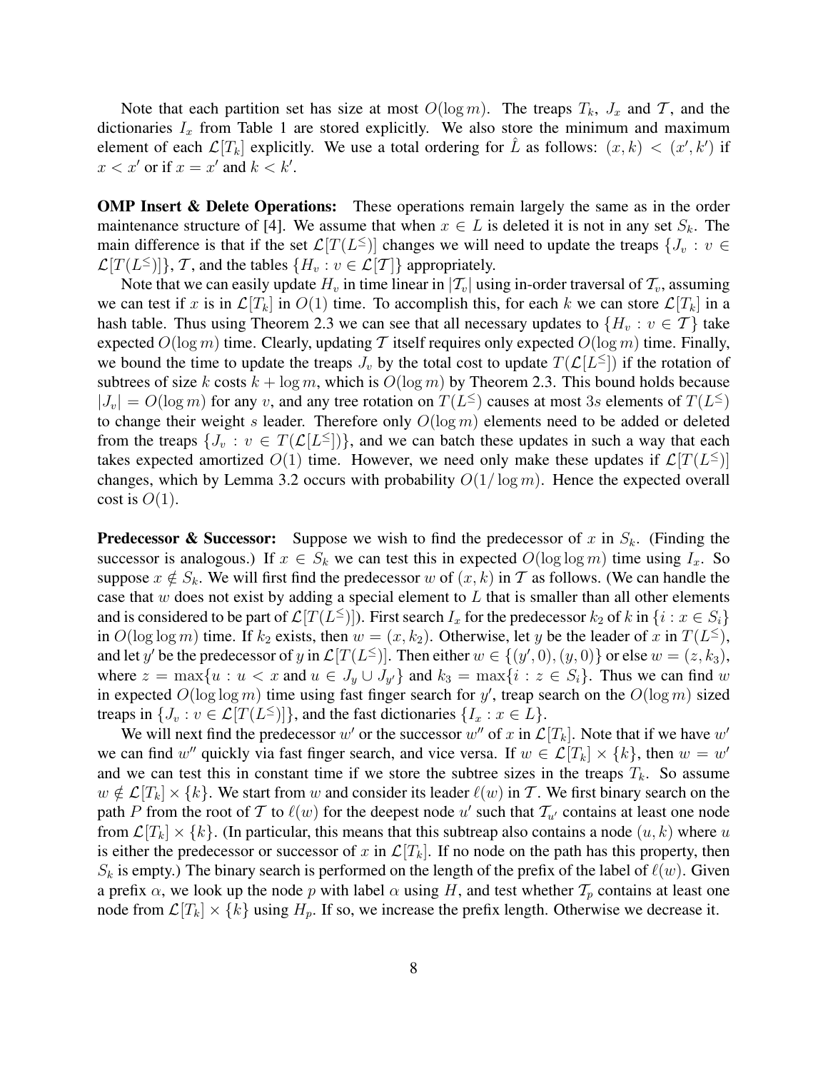Note that each partition set has size at most $O(\log m)$. The treaps $T_k$, $J_x$ and $\mathcal{T}$, and the dictionaries $I_x$ from Table 1 are stored explicitly. We also store the minimum and maximum element of each $\mathcal{L}[T_k]$ explicitly. We use a total ordering for $\hat{L}$ as follows: $(x, k) < (x', k')$ if $x < x'$ or if $x = x'$ and $k < k'$.

**OMP Insert & Delete Operations:** These operations remain largely the same as in the order maintenance structure of [4]. We assume that when $x \in L$ is deleted it is not in any set $S_k$. The main difference is that if the set $\mathcal{L}[T(L^{\leq})]$ changes we will need to update the treaps $\{J_v : v \in \mathcal{L}[T(L^{\leq})]\}$, $\mathcal{T}$, and the tables $\{H_v : v \in \mathcal{L}[\mathcal{T}]\}$ appropriately.

Note that we can easily update $H_v$ in time linear in $|\mathcal{T}_v|$ using in-order traversal of $\mathcal{T}_v$, assuming we can test if $x$ is in $\mathcal{L}[T_k]$ in $O(1)$ time. To accomplish this, for each $k$ we can store $\mathcal{L}[T_k]$ in a hash table. Thus using Theorem 2.3 we can see that all necessary updates to $\{H_v : v \in \mathcal{T}\}$ take expected $O(\log m)$ time. Clearly, updating $\mathcal{T}$ itself requires only expected $O(\log m)$ time. Finally, we bound the time to update the treaps $J_v$ by the total cost to update $T(\mathcal{L}[L^{\leq}])$ if the rotation of subtrees of size $k$ costs $k + \log m$, which is $O(\log m)$ by Theorem 2.3. This bound holds because $|J_v| = O(\log m)$ for any $v$, and any tree rotation on $T(L^{\leq})$ causes at most $3s$ elements of $T(L^{\leq})$ to change their weight $s$ leader. Therefore only $O(\log m)$ elements need to be added or deleted from the treaps $\{J_v : v \in T(\mathcal{L}[L^{\leq}])\}$, and we can batch these updates in such a way that each takes expected amortized $O(1)$ time. However, we need only make these updates if $\mathcal{L}[T(L^{\leq})]$ changes, which by Lemma 3.2 occurs with probability $O(1/\log m)$. Hence the expected overall cost is $O(1)$.

**Predecessor & Successor:** Suppose we wish to find the predecessor of $x$ in $S_k$. (Finding the successor is analogous.) If $x \in S_k$ we can test this in expected $O(\log \log m)$ time using $I_x$. So suppose $x \notin S_k$. We will first find the predecessor $w$ of $(x, k)$ in $\mathcal{T}$ as follows. (We can handle the case that $w$ does not exist by adding a special element to $L$ that is smaller than all other elements and is considered to be part of $\mathcal{L}[T(L^{\leq})]$). First search $I_x$ for the predecessor $k_2$ of $k$ in $\{i : x \in S_i\}$ in $O(\log \log m)$ time. If $k_2$ exists, then $w = (x, k_2)$. Otherwise, let $y$ be the leader of $x$ in $T(L^{\leq})$, and let $y'$ be the predecessor of $y$ in $\mathcal{L}[T(L^{\leq})]$. Then either $w \in \{(y', 0), (y, 0)\}$ or else $w = (z, k_3)$, where $z = \max\{u : u < x \text{ and } u \in J_y \cup J_{y'}\}$ and $k_3 = \max\{i : z \in S_i\}$. Thus we can find $w$ in expected $O(\log \log m)$ time using fast finger search for $y'$, treap search on the $O(\log m)$ sized treaps in $\{J_v : v \in \mathcal{L}[T(L^{\leq})]\}$, and the fast dictionaries $\{I_x : x \in L\}$.

We will next find the predecessor $w'$ or the successor $w''$ of $x$ in $\mathcal{L}[T_k]$. Note that if we have $w'$ we can find $w''$ quickly via fast finger search, and vice versa. If $w \in \mathcal{L}[T_k] \times \{k\}$, then $w = w'$ and we can test this in constant time if we store the subtree sizes in the treaps $T_k$. So assume $w \notin \mathcal{L}[T_k] \times \{k\}$. We start from $w$ and consider its leader $\ell(w)$ in $\mathcal{T}$. We first binary search on the path $P$ from the root of $\mathcal{T}$ to $\ell(w)$ for the deepest node $u'$ such that $\mathcal{T}_{u'}$ contains at least one node from $\mathcal{L}[T_k] \times \{k\}$. (In particular, this means that this subtreap also contains a node $(u, k)$ where $u$ is either the predecessor or successor of $x$ in $\mathcal{L}[T_k]$. If no node on the path has this property, then $S_k$ is empty.) The binary search is performed on the length of the prefix of the label of $\ell(w)$. Given a prefix $\alpha$, we look up the node $p$ with label $\alpha$ using $H$, and test whether $\mathcal{T}_p$ contains at least one node from $\mathcal{L}[T_k] \times \{k\}$ using $H_p$. If so, we increase the prefix length. Otherwise we decrease it.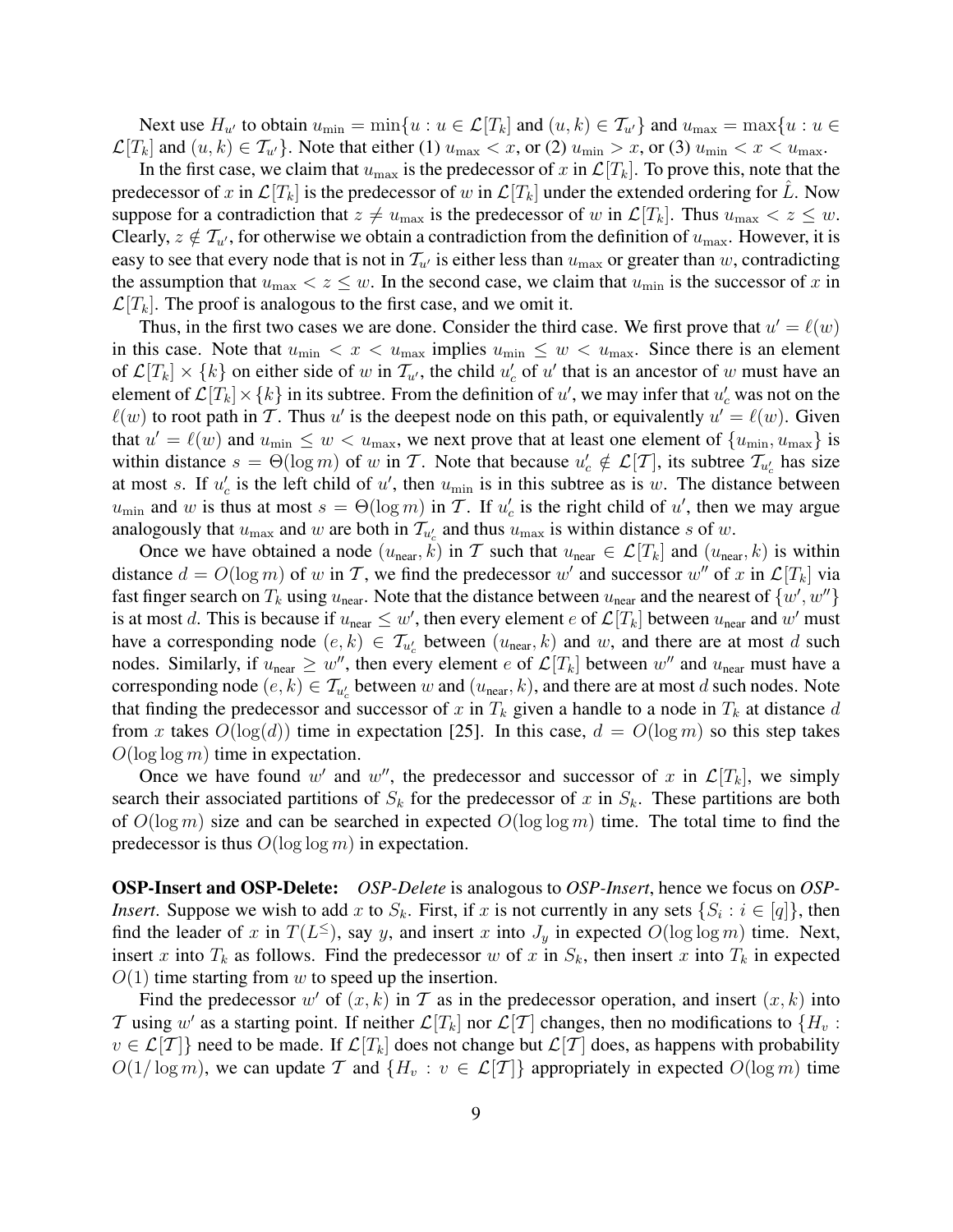Next use $H_{u'}$ to obtain $u_{\min} = \min\{u : u \in \mathcal{L}[T_k]$ and $(u, k) \in \mathcal{T}_{u'}\}$ and $u_{\max} = \max\{u : u \in \mathcal{L}[T_k]$ and $(u, k) \in \mathcal{T}_{u'}\}$. Note that either (1) $u_{\max} < x$, or (2) $u_{\min} > x$, or (3) $u_{\min} < x < u_{\max}$.

In the first case, we claim that $u_{\max}$ is the predecessor of $x$ in $\mathcal{L}[T_k]$. To prove this, note that the predecessor of $x$ in $\mathcal{L}[T_k]$ is the predecessor of $w$ in $\mathcal{L}[T_k]$ under the extended ordering for $\hat{L}$. Now suppose for a contradiction that $z \neq u_{\max}$ is the predecessor of $w$ in $\mathcal{L}[T_k]$. Thus $u_{\max} < z \leq w$. Clearly, $z \notin \mathcal{T}_{u'}$, for otherwise we obtain a contradiction from the definition of $u_{\max}$. However, it is easy to see that every node that is not in $\mathcal{T}_{u'}$ is either less than $u_{\max}$ or greater than $w$, contradicting the assumption that $u_{\max} < z \leq w$. In the second case, we claim that $u_{\min}$ is the successor of $x$ in $\mathcal{L}[T_k]$. The proof is analogous to the first case, and we omit it.

Thus, in the first two cases we are done. Consider the third case. We first prove that $u' = \ell(w)$ in this case. Note that $u_{\min} < x < u_{\max}$ implies $u_{\min} \leq w < u_{\max}$. Since there is an element of $\mathcal{L}[T_k] \times \{k\}$ on either side of $w$ in $\mathcal{T}_{u'}$, the child $u'_c$ of $u'$ that is an ancestor of $w$ must have an element of $\mathcal{L}[T_k] \times \{k\}$ in its subtree. From the definition of $u'$, we may infer that $u'_c$ was not on the $\ell(w)$ to root path in $\mathcal{T}$. Thus $u'$ is the deepest node on this path, or equivalently $u' = \ell(w)$. Given that $u' = \ell(w)$ and $u_{\min} \leq w < u_{\max}$, we next prove that at least one element of $\{u_{\min}, u_{\max}\}$ is within distance $s = \Theta(\log m)$ of $w$ in $\mathcal{T}$. Note that because $u'_c \notin \mathcal{L}[\mathcal{T}]$, its subtree $\mathcal{T}_{u'_c}$ has size at most $s$. If $u'_c$ is the left child of $u'$, then $u_{\min}$ is in this subtree as is $w$. The distance between $u_{\min}$ and $w$ is thus at most $s = \Theta(\log m)$ in $\mathcal{T}$. If $u'_c$ is the right child of $u'$, then we may argue analogously that $u_{\max}$ and $w$ are both in $\mathcal{T}_{u'_c}$ and thus $u_{\max}$ is within distance $s$ of $w$.

Once we have obtained a node $(u_{\text{near}}, k)$ in $\mathcal{T}$ such that $u_{\text{near}} \in \mathcal{L}[T_k]$ and $(u_{\text{near}}, k)$ is within distance $d = O(\log m)$ of $w$ in $\mathcal{T}$, we find the predecessor $w'$ and successor $w''$ of $x$ in $\mathcal{L}[T_k]$ via fast finger search on $T_k$ using $u_{\text{near}}$. Note that the distance between $u_{\text{near}}$ and the nearest of $\{w', w''\}$ is at most $d$. This is because if $u_{\text{near}} \leq w'$, then every element $e$ of $\mathcal{L}[T_k]$ between $u_{\text{near}}$ and $w'$ must have a corresponding node $(e, k) \in \mathcal{T}_{u'_c}$ between $(u_{\text{near}}, k)$ and $w$, and there are at most $d$ such nodes. Similarly, if $u_{\text{near}} \geq w''$, then every element $e$ of $\mathcal{L}[T_k]$ between $w''$ and $u_{\text{near}}$ must have a corresponding node $(e, k) \in \mathcal{T}_{u'_c}$ between $w$ and $(u_{\text{near}}, k)$, and there are at most $d$ such nodes. Note that finding the predecessor and successor of $x$ in $T_k$ given a handle to a node in $T_k$ at distance $d$ from $x$ takes $O(\log(d))$ time in expectation [25]. In this case, $d = O(\log m)$ so this step takes $O(\log \log m)$ time in expectation.

Once we have found $w'$ and $w''$, the predecessor and successor of $x$ in $\mathcal{L}[T_k]$, we simply search their associated partitions of $S_k$ for the predecessor of $x$ in $S_k$. These partitions are both of $O(\log m)$ size and can be searched in expected $O(\log \log m)$ time. The total time to find the predecessor is thus $O(\log \log m)$ in expectation.

**OSP-Insert and OSP-Delete:** *OSP-Delete* is analogous to *OSP-Insert*, hence we focus on *OSP-Insert*. Suppose we wish to add $x$ to $S_k$. First, if $x$ is not currently in any sets $\{S_i : i \in [q]\}$, then find the leader of $x$ in $T(L^{\leq})$, say $y$, and insert $x$ into $J_y$ in expected $O(\log \log m)$ time. Next, insert $x$ into $T_k$ as follows. Find the predecessor $w$ of $x$ in $S_k$, then insert $x$ into $T_k$ in expected $O(1)$ time starting from $w$ to speed up the insertion.

Find the predecessor $w'$ of $(x, k)$ in $\mathcal{T}$ as in the predecessor operation, and insert $(x, k)$ into $\mathcal{T}$ using $w'$ as a starting point. If neither $\mathcal{L}[T_k]$ nor $\mathcal{L}[\mathcal{T}]$ changes, then no modifications to $\{H_v : v \in \mathcal{L}[\mathcal{T}]\}$ need to be made. If $\mathcal{L}[T_k]$ does not change but $\mathcal{L}[\mathcal{T}]$ does, as happens with probability $O(1/\log m)$, we can update $\mathcal{T}$ and $\{H_v : v \in \mathcal{L}[\mathcal{T}]\}$ appropriately in expected $O(\log m)$ time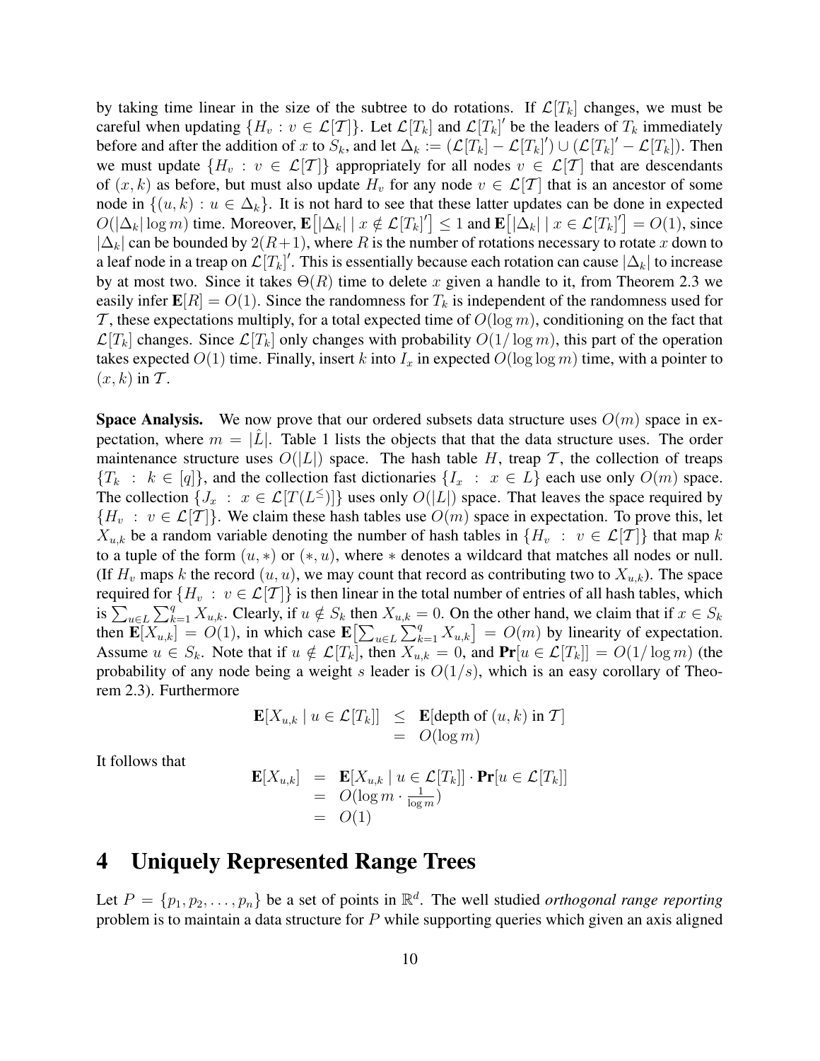by taking time linear in the size of the subtree to do rotations. If $\mathcal{L}[T_k]$ changes, we must be careful when updating $\{H_v : v \in \mathcal{L}[\mathcal{T}]\}$. Let $\mathcal{L}[T_k]$ and $\mathcal{L}[T_k]'$ be the leaders of $T_k$ immediately before and after the addition of $x$ to $S_k$, and let $\Delta_k := (\mathcal{L}[T_k] - \mathcal{L}[T_k]') \cup (\mathcal{L}[T_k]' - \mathcal{L}[T_k])$. Then we must update $\{H_v : v \in \mathcal{L}[\mathcal{T}]\}$ appropriately for all nodes $v \in \mathcal{L}[\mathcal{T}]$ that are descendants of $(x, k)$ as before, but must also update $H_v$ for any node $v \in \mathcal{L}[\mathcal{T}]$ that is an ancestor of some node in $\{(u, k) : u \in \Delta_k\}$. It is not hard to see that these latter updates can be done in expected $O(|\Delta_k| \log m)$ time. Moreover, $\mathbf{E}\big[|\Delta_k| \mid x \notin \mathcal{L}[T_k]'\big] \leq 1$ and $\mathbf{E}\big[|\Delta_k| \mid x \in \mathcal{L}[T_k]'\big] = O(1)$, since $|\Delta_k|$ can be bounded by $2(R+1)$, where $R$ is the number of rotations necessary to rotate $x$ down to a leaf node in a treap on $\mathcal{L}[T_k]'$. This is essentially because each rotation can cause $|\Delta_k|$ to increase by at most two. Since it takes $\Theta(R)$ time to delete $x$ given a handle to it, from Theorem 2.3 we easily infer $\mathbf{E}[R] = O(1)$. Since the randomness for $T_k$ is independent of the randomness used for $\mathcal{T}$, these expectations multiply, for a total expected time of $O(\log m)$, conditioning on the fact that $\mathcal{L}[T_k]$ changes. Since $\mathcal{L}[T_k]$ only changes with probability $O(1/\log m)$, this part of the operation takes expected $O(1)$ time. Finally, insert $k$ into $I_x$ in expected $O(\log \log m)$ time, with a pointer to $(x, k)$ in $\mathcal{T}$.

**Space Analysis.** We now prove that our ordered subsets data structure uses $O(m)$ space in expectation, where $m = |\hat{L}|$. Table 1 lists the objects that that the data structure uses. The order maintenance structure uses $O(|L|)$ space. The hash table $H$, treap $\mathcal{T}$, the collection of treaps $\{T_k : k \in [q]\}$, and the collection fast dictionaries $\{I_x : x \in L\}$ each use only $O(m)$ space. The collection $\{J_x : x \in \mathcal{L}[T(L^{\leq})]\}$ uses only $O(|L|)$ space. That leaves the space required by $\{H_v : v \in \mathcal{L}[\mathcal{T}]\}$. We claim these hash tables use $O(m)$ space in expectation. To prove this, let $X_{u,k}$ be a random variable denoting the number of hash tables in $\{H_v : v \in \mathcal{L}[\mathcal{T}]\}$ that map $k$ to a tuple of the form $(u, *)$ or $(*, u)$, where $*$ denotes a wildcard that matches all nodes or null. (If $H_v$ maps $k$ the record $(u, u)$, we may count that record as contributing two to $X_{u,k}$). The space required for $\{H_v : v \in \mathcal{L}[\mathcal{T}]\}$ is then linear in the total number of entries of all hash tables, which is $\sum_{u \in L} \sum_{k=1}^{q} X_{u,k}$. Clearly, if $u \notin S_k$ then $X_{u,k} = 0$. On the other hand, we claim that if $x \in S_k$ then $\mathbf{E}[X_{u,k}] = O(1)$, in which case $\mathbf{E}\big[\sum_{u \in L} \sum_{k=1}^{q} X_{u,k}\big] = O(m)$ by linearity of expectation. Assume $u \in S_k$. Note that if $u \notin \mathcal{L}[T_k]$, then $X_{u,k} = 0$, and $\mathbf{Pr}[u \in \mathcal{L}[T_k]] = O(1/\log m)$ (the probability of any node being a weight $s$ leader is $O(1/s)$, which is an easy corollary of Theorem 2.3). Furthermore

$$
\begin{aligned}
\mathbf{E}[X_{u,k} \mid u \in \mathcal{L}[T_k]] &\leq \mathbf{E}[\text{depth of } (u,k) \text{ in } \mathcal{T}] \\
&= O(\log m)
\end{aligned}
$$

It follows that

$$
\begin{aligned}
\mathbf{E}[X_{u,k}] &= \mathbf{E}[X_{u,k} \mid u \in \mathcal{L}[T_k]] \cdot \mathbf{Pr}[u \in \mathcal{L}[T_k]] \\
&= O(\log m \cdot \tfrac{1}{\log m}) \\
&= O(1)
\end{aligned}
$$

# 4 Uniquely Represented Range Trees

Let $P = \{p_1, p_2, \ldots, p_n\}$ be a set of points in $\mathbb{R}^d$. The well studied *orthogonal range reporting* problem is to maintain a data structure for $P$ while supporting queries which given an axis aligned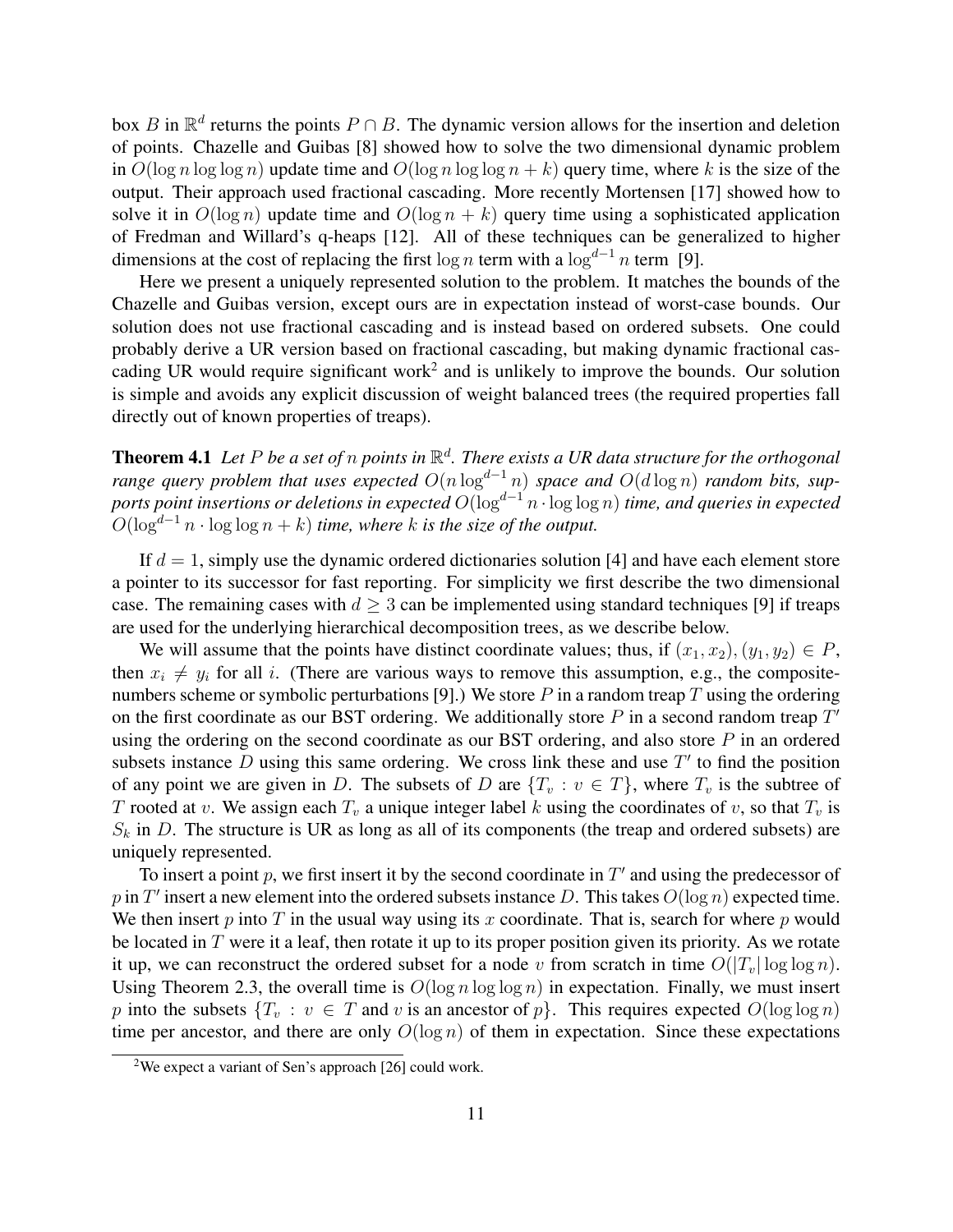box $B$ in $\mathbb{R}^d$ returns the points $P \cap B$. The dynamic version allows for the insertion and deletion of points. Chazelle and Guibas [8] showed how to solve the two dimensional dynamic problem in $O(\log n \log \log n)$ update time and $O(\log n \log \log n + k)$ query time, where $k$ is the size of the output. Their approach used fractional cascading. More recently Mortensen [17] showed how to solve it in $O(\log n)$ update time and $O(\log n + k)$ query time using a sophisticated application of Fredman and Willard's q-heaps [12]. All of these techniques can be generalized to higher dimensions at the cost of replacing the first $\log n$ term with a $\log^{d-1} n$ term [9].

Here we present a uniquely represented solution to the problem. It matches the bounds of the Chazelle and Guibas version, except ours are in expectation instead of worst-case bounds. Our solution does not use fractional cascading and is instead based on ordered subsets. One could probably derive a UR version based on fractional cascading, but making dynamic fractional cascading UR would require significant work[2] and is unlikely to improve the bounds. Our solution is simple and avoids any explicit discussion of weight balanced trees (the required properties fall directly out of known properties of treaps).

**Theorem 4.1** *Let $P$ be a set of $n$ points in $\mathbb{R}^d$. There exists a UR data structure for the orthogonal range query problem that uses expected $O(n \log^{d-1} n)$ space and $O(d \log n)$ random bits, supports point insertions or deletions in expected $O(\log^{d-1} n \cdot \log \log n)$ time, and queries in expected $O(\log^{d-1} n \cdot \log \log n + k)$ time, where $k$ is the size of the output.*

If $d = 1$, simply use the dynamic ordered dictionaries solution [4] and have each element store a pointer to its successor for fast reporting. For simplicity we first describe the two dimensional case. The remaining cases with $d \geq 3$ can be implemented using standard techniques [9] if treaps are used for the underlying hierarchical decomposition trees, as we describe below.

We will assume that the points have distinct coordinate values; thus, if $(x_1, x_2), (y_1, y_2) \in P$, then $x_i \neq y_i$ for all $i$. (There are various ways to remove this assumption, e.g., the composite-numbers scheme or symbolic perturbations [9].) We store $P$ in a random treap $T$ using the ordering on the first coordinate as our BST ordering. We additionally store $P$ in a second random treap $T'$ using the ordering on the second coordinate as our BST ordering, and also store $P$ in an ordered subsets instance $D$ using this same ordering. We cross link these and use $T'$ to find the position of any point we are given in $D$. The subsets of $D$ are $\{T_v : v \in T\}$, where $T_v$ is the subtree of $T$ rooted at $v$. We assign each $T_v$ a unique integer label $k$ using the coordinates of $v$, so that $T_v$ is $S_k$ in $D$. The structure is UR as long as all of its components (the treap and ordered subsets) are uniquely represented.

To insert a point $p$, we first insert it by the second coordinate in $T'$ and using the predecessor of $p$ in $T'$ insert a new element into the ordered subsets instance $D$. This takes $O(\log n)$ expected time. We then insert $p$ into $T$ in the usual way using its $x$ coordinate. That is, search for where $p$ would be located in $T$ were it a leaf, then rotate it up to its proper position given its priority. As we rotate it up, we can reconstruct the ordered subset for a node $v$ from scratch in time $O(|T_v| \log \log n)$. Using Theorem 2.3, the overall time is $O(\log n \log \log n)$ in expectation. Finally, we must insert $p$ into the subsets $\{T_v : v \in T \text{ and } v \text{ is an ancestor of } p\}$. This requires expected $O(\log \log n)$ time per ancestor, and there are only $O(\log n)$ of them in expectation. Since these expectations

[2] We expect a variant of Sen's approach [26] could work.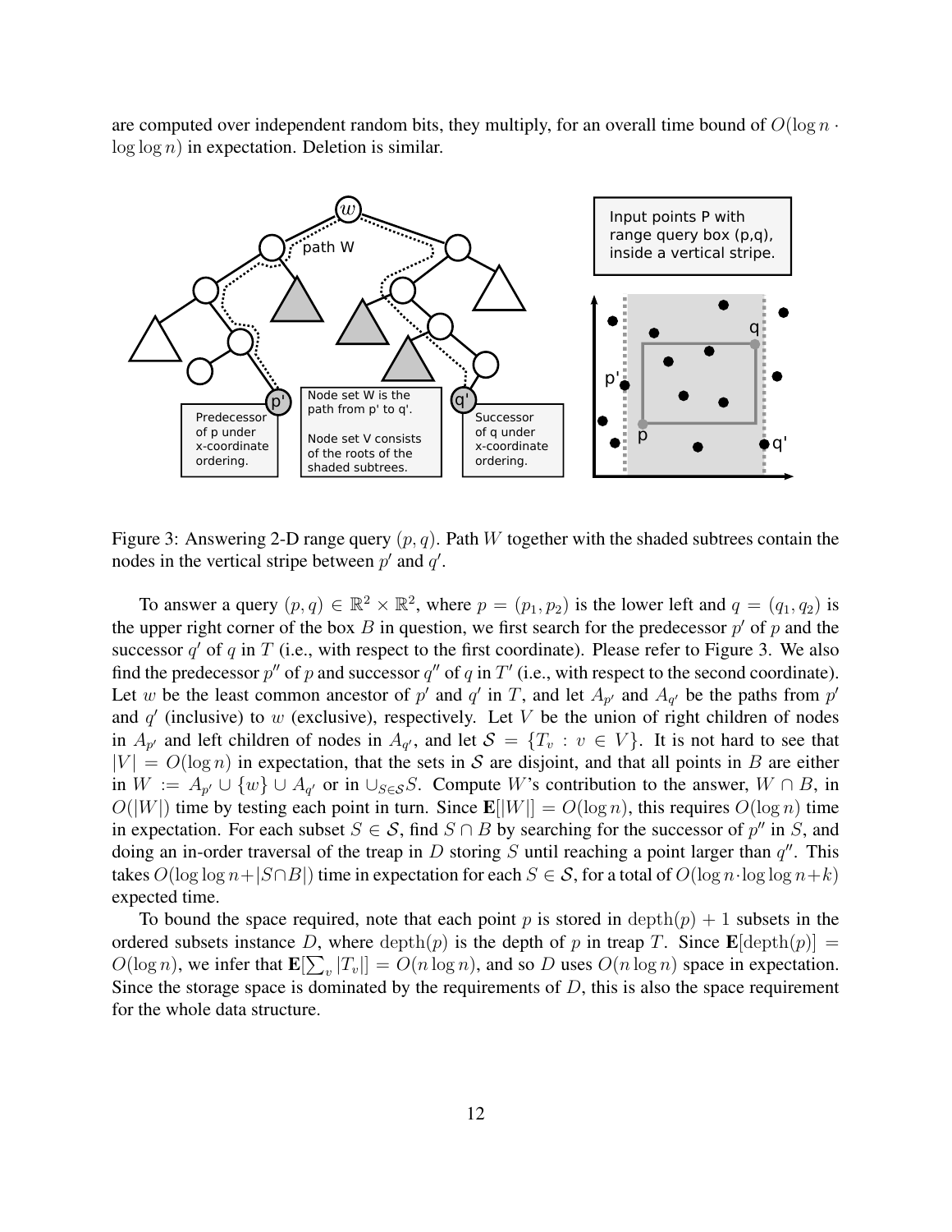are computed over independent random bits, they multiply, for an overall time bound of $O(\log n \cdot \log\log n)$ in expectation. Deletion is similar.

Figure 3: Answering 2-D range query $(p, q)$. Path $W$ together with the shaded subtrees contain the nodes in the vertical stripe between $p'$ and $q'$.

To answer a query $(p, q) \in \mathbb{R}^2 \times \mathbb{R}^2$, where $p = (p_1, p_2)$ is the lower left and $q = (q_1, q_2)$ is the upper right corner of the box $B$ in question, we first search for the predecessor $p'$ of $p$ and the successor $q'$ of $q$ in $T$ (i.e., with respect to the first coordinate). Please refer to Figure 3. We also find the predecessor $p''$ of $p$ and successor $q''$ of $q$ in $T'$ (i.e., with respect to the second coordinate). Let $w$ be the least common ancestor of $p'$ and $q'$ in $T$, and let $A_{p'}$ and $A_{q'}$ be the paths from $p'$ and $q'$ (inclusive) to $w$ (exclusive), respectively. Let $V$ be the union of right children of nodes in $A_{p'}$ and left children of nodes in $A_{q'}$, and let $\mathcal{S} = \{T_v : v \in V\}$. It is not hard to see that $|V| = O(\log n)$ in expectation, that the sets in $\mathcal{S}$ are disjoint, and that all points in $B$ are either in $W := A_{p'} \cup \{w\} \cup A_{q'}$ or in $\cup_{S \in \mathcal{S}} S$. Compute $W$'s contribution to the answer, $W \cap B$, in $O(|W|)$ time by testing each point in turn. Since $\mathbf{E}[|W|] = O(\log n)$, this requires $O(\log n)$ time in expectation. For each subset $S \in \mathcal{S}$, find $S \cap B$ by searching for the successor of $p''$ in $S$, and doing an in-order traversal of the treap in $D$ storing $S$ until reaching a point larger than $q''$. This takes $O(\log\log n + |S \cap B|)$ time in expectation for each $S \in \mathcal{S}$, for a total of $O(\log n \cdot \log\log n + k)$ expected time.

To bound the space required, note that each point $p$ is stored in $\mathrm{depth}(p) + 1$ subsets in the ordered subsets instance $D$, where $\mathrm{depth}(p)$ is the depth of $p$ in treap $T$. Since $\mathbf{E}[\mathrm{depth}(p)] = O(\log n)$, we infer that $\mathbf{E}[\sum_v |T_v|] = O(n \log n)$, and so $D$ uses $O(n \log n)$ space in expectation. Since the storage space is dominated by the requirements of $D$, this is also the space requirement for the whole data structure.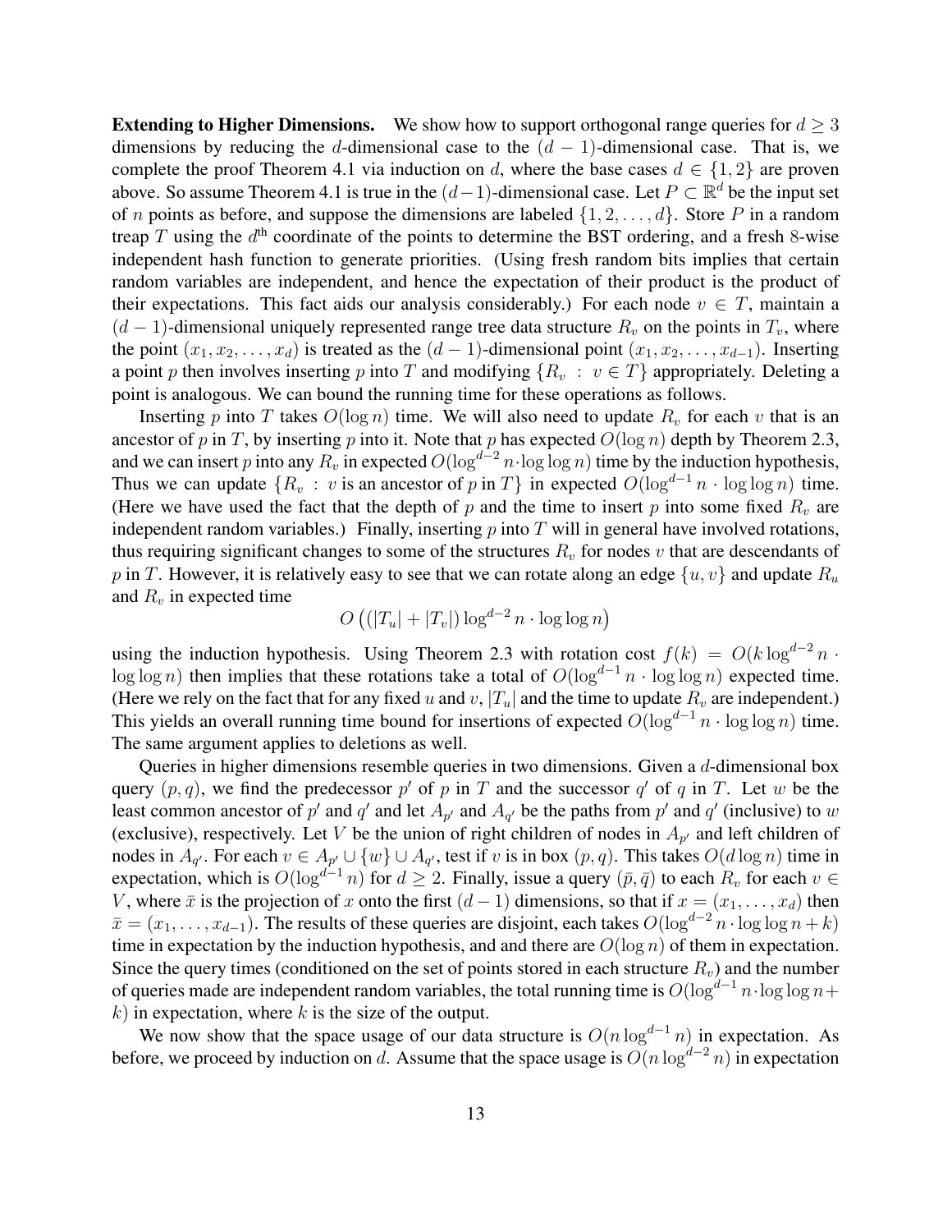**Extending to Higher Dimensions.** We show how to support orthogonal range queries for $d \geq 3$ dimensions by reducing the $d$-dimensional case to the $(d-1)$-dimensional case. That is, we complete the proof Theorem 4.1 via induction on $d$, where the base cases $d \in \{1, 2\}$ are proven above. So assume Theorem 4.1 is true in the $(d-1)$-dimensional case. Let $P \subset \mathbb{R}^d$ be the input set of $n$ points as before, and suppose the dimensions are labeled $\{1, 2, \ldots, d\}$. Store $P$ in a random treap $T$ using the $d^{\text{th}}$ coordinate of the points to determine the BST ordering, and a fresh 8-wise independent hash function to generate priorities. (Using fresh random bits implies that certain random variables are independent, and hence the expectation of their product is the product of their expectations. This fact aids our analysis considerably.) For each node $v \in T$, maintain a $(d-1)$-dimensional uniquely represented range tree data structure $R_v$ on the points in $T_v$, where the point $(x_1, x_2, \ldots, x_d)$ is treated as the $(d-1)$-dimensional point $(x_1, x_2, \ldots, x_{d-1})$. Inserting a point $p$ then involves inserting $p$ into $T$ and modifying $\{R_v : v \in T\}$ appropriately. Deleting a point is analogous. We can bound the running time for these operations as follows.

Inserting $p$ into $T$ takes $O(\log n)$ time. We will also need to update $R_v$ for each $v$ that is an ancestor of $p$ in $T$, by inserting $p$ into it. Note that $p$ has expected $O(\log n)$ depth by Theorem 2.3, and we can insert $p$ into any $R_v$ in expected $O(\log^{d-2} n \cdot \log \log n)$ time by the induction hypothesis, Thus we can update $\{R_v : v \text{ is an ancestor of } p \text{ in } T\}$ in expected $O(\log^{d-1} n \cdot \log \log n)$ time. (Here we have used the fact that the depth of $p$ and the time to insert $p$ into some fixed $R_v$ are independent random variables.) Finally, inserting $p$ into $T$ will in general have involved rotations, thus requiring significant changes to some of the structures $R_v$ for nodes $v$ that are descendants of $p$ in $T$. However, it is relatively easy to see that we can rotate along an edge $\{u, v\}$ and update $R_u$ and $R_v$ in expected time

$$O\left((|T_u| + |T_v|) \log^{d-2} n \cdot \log \log n\right)$$

using the induction hypothesis. Using Theorem 2.3 with rotation cost $f(k) = O(k \log^{d-2} n \cdot \log \log n)$ then implies that these rotations take a total of $O(\log^{d-1} n \cdot \log \log n)$ expected time. (Here we rely on the fact that for any fixed $u$ and $v$, $|T_u|$ and the time to update $R_v$ are independent.) This yields an overall running time bound for insertions of expected $O(\log^{d-1} n \cdot \log \log n)$ time. The same argument applies to deletions as well.

Queries in higher dimensions resemble queries in two dimensions. Given a $d$-dimensional box query $(p, q)$, we find the predecessor $p'$ of $p$ in $T$ and the successor $q'$ of $q$ in $T$. Let $w$ be the least common ancestor of $p'$ and $q'$ and let $A_{p'}$ and $A_{q'}$ be the paths from $p'$ and $q'$ (inclusive) to $w$ (exclusive), respectively. Let $V$ be the union of right children of nodes in $A_{p'}$ and left children of nodes in $A_{q'}$. For each $v \in A_{p'} \cup \{w\} \cup A_{q'}$, test if $v$ is in box $(p, q)$. This takes $O(d \log n)$ time in expectation, which is $O(\log^{d-1} n)$ for $d \geq 2$. Finally, issue a query $(\bar{p}, \bar{q})$ to each $R_v$ for each $v \in V$, where $\bar{x}$ is the projection of $x$ onto the first $(d-1)$ dimensions, so that if $x = (x_1, \ldots, x_d)$ then $\bar{x} = (x_1, \ldots, x_{d-1})$. The results of these queries are disjoint, each takes $O(\log^{d-2} n \cdot \log \log n + k)$ time in expectation by the induction hypothesis, and and there are $O(\log n)$ of them in expectation. Since the query times (conditioned on the set of points stored in each structure $R_v$) and the number of queries made are independent random variables, the total running time is $O(\log^{d-1} n \cdot \log \log n + k)$ in expectation, where $k$ is the size of the output.

We now show that the space usage of our data structure is $O(n \log^{d-1} n)$ in expectation. As before, we proceed by induction on $d$. Assume that the space usage is $O(n \log^{d-2} n)$ in expectation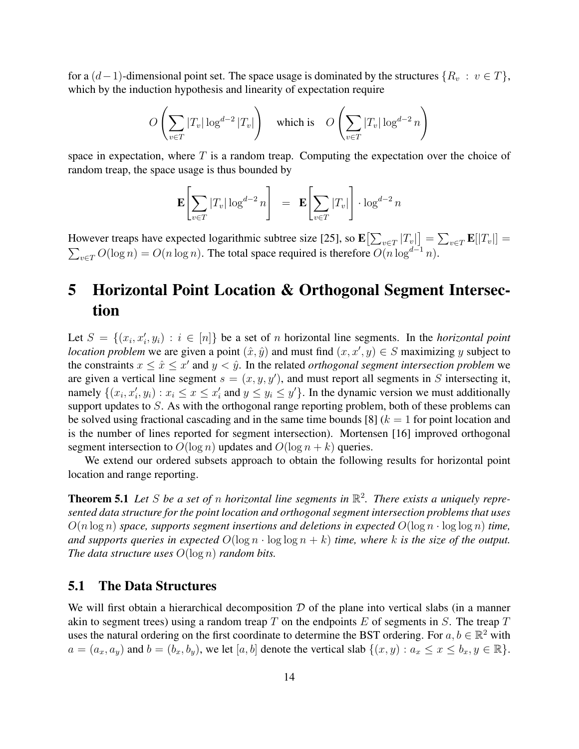for a $(d-1)$-dimensional point set. The space usage is dominated by the structures $\{R_v : v \in T\}$, which by the induction hypothesis and linearity of expectation require

$$O\left(\sum_{v \in T} |T_v| \log^{d-2} |T_v|\right) \quad \text{which is} \quad O\left(\sum_{v \in T} |T_v| \log^{d-2} n\right)$$

space in expectation, where $T$ is a random treap. Computing the expectation over the choice of random treap, the space usage is thus bounded by

$$\mathbf{E}\left[\sum_{v \in T} |T_v| \log^{d-2} n\right] = \mathbf{E}\left[\sum_{v \in T} |T_v|\right] \cdot \log^{d-2} n$$

However treaps have expected logarithmic subtree size [25], so $\mathbf{E}\left[\sum_{v \in T} |T_v|\right] = \sum_{v \in T} \mathbf{E}[|T_v|] = \sum_{v \in T} O(\log n) = O(n \log n)$. The total space required is therefore $O(n \log^{d-1} n)$.

# 5 Horizontal Point Location & Orthogonal Segment Intersection

Let $S = \{(x_i, x_i', y_i) : i \in [n]\}$ be a set of $n$ horizontal line segments. In the *horizontal point location problem* we are given a point $(\hat{x}, \hat{y})$ and must find $(x, x', y) \in S$ maximizing $y$ subject to the constraints $x \le \hat{x} \le x'$ and $y < \hat{y}$. In the related *orthogonal segment intersection problem* we are given a vertical line segment $s = (x, y, y')$, and must report all segments in $S$ intersecting it, namely $\{(x_i, x_i', y_i) : x_i \le x \le x_i' \text{ and } y \le y_i \le y'\}$. In the dynamic version we must additionally support updates to $S$. As with the orthogonal range reporting problem, both of these problems can be solved using fractional cascading and in the same time bounds [8] ($k = 1$ for point location and is the number of lines reported for segment intersection). Mortensen [16] improved orthogonal segment intersection to $O(\log n)$ updates and $O(\log n + k)$ queries.

We extend our ordered subsets approach to obtain the following results for horizontal point location and range reporting.

**Theorem 5.1** *Let $S$ be a set of $n$ horizontal line segments in $\mathbb{R}^2$. There exists a uniquely represented data structure for the point location and orthogonal segment intersection problems that uses $O(n \log n)$ space, supports segment insertions and deletions in expected $O(\log n \cdot \log \log n)$ time, and supports queries in expected $O(\log n \cdot \log \log n + k)$ time, where $k$ is the size of the output. The data structure uses $O(\log n)$ random bits.*

## 5.1 The Data Structures

We will first obtain a hierarchical decomposition $\mathcal{D}$ of the plane into vertical slabs (in a manner akin to segment trees) using a random treap $T$ on the endpoints $E$ of segments in $S$. The treap $T$ uses the natural ordering on the first coordinate to determine the BST ordering. For $a, b \in \mathbb{R}^2$ with $a = (a_x, a_y)$ and $b = (b_x, b_y)$, we let $[a, b]$ denote the vertical slab $\{(x, y) : a_x \le x \le b_x, y \in \mathbb{R}\}$.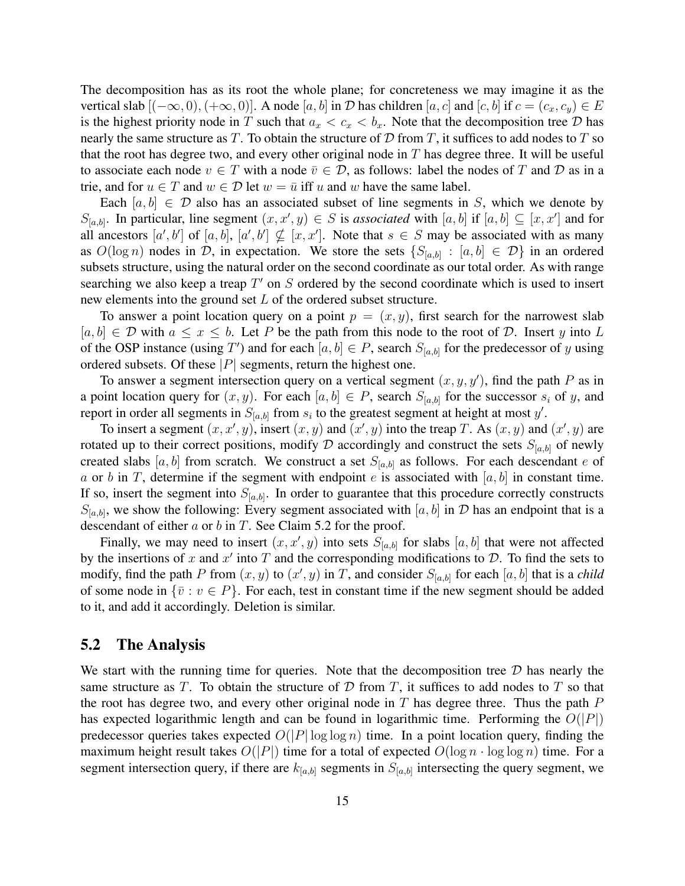The decomposition has as its root the whole plane; for concreteness we may imagine it as the vertical slab $[(-\infty, 0), (+\infty, 0)]$. A node $[a, b]$ in $\mathcal{D}$ has children $[a, c]$ and $[c, b]$ if $c = (c_x, c_y) \in E$ is the highest priority node in $T$ such that $a_x < c_x < b_x$. Note that the decomposition tree $\mathcal{D}$ has nearly the same structure as $T$. To obtain the structure of $\mathcal{D}$ from $T$, it suffices to add nodes to $T$ so that the root has degree two, and every other original node in $T$ has degree three. It will be useful to associate each node $v \in T$ with a node $\bar{v} \in \mathcal{D}$, as follows: label the nodes of $T$ and $\mathcal{D}$ as in a trie, and for $u \in T$ and $w \in \mathcal{D}$ let $w = \bar{u}$ iff $u$ and $w$ have the same label.

Each $[a, b] \in \mathcal{D}$ also has an associated subset of line segments in $S$, which we denote by $S_{[a,b]}$. In particular, line segment $(x, x', y) \in S$ is *associated* with $[a, b]$ if $[a, b] \subseteq [x, x']$ and for all ancestors $[a', b']$ of $[a, b]$, $[a', b'] \nsubseteq [x, x']$. Note that $s \in S$ may be associated with as many as $O(\log n)$ nodes in $\mathcal{D}$, in expectation. We store the sets $\{S_{[a,b]} : [a, b] \in \mathcal{D}\}$ in an ordered subsets structure, using the natural order on the second coordinate as our total order. As with range searching we also keep a treap $T'$ on $S$ ordered by the second coordinate which is used to insert new elements into the ground set $L$ of the ordered subset structure.

To answer a point location query on a point $p = (x, y)$, first search for the narrowest slab $[a, b] \in \mathcal{D}$ with $a \leq x \leq b$. Let $P$ be the path from this node to the root of $\mathcal{D}$. Insert $y$ into $L$ of the OSP instance (using $T'$) and for each $[a, b] \in P$, search $S_{[a,b]}$ for the predecessor of $y$ using ordered subsets. Of these $|P|$ segments, return the highest one.

To answer a segment intersection query on a vertical segment $(x, y, y')$, find the path $P$ as in a point location query for $(x, y)$. For each $[a, b] \in P$, search $S_{[a,b]}$ for the successor $s_i$ of $y$, and report in order all segments in $S_{[a,b]}$ from $s_i$ to the greatest segment at height at most $y'$.

To insert a segment $(x, x', y)$, insert $(x, y)$ and $(x', y)$ into the treap $T$. As $(x, y)$ and $(x', y)$ are rotated up to their correct positions, modify $\mathcal{D}$ accordingly and construct the sets $S_{[a,b]}$ of newly created slabs $[a, b]$ from scratch. We construct a set $S_{[a,b]}$ as follows. For each descendant $e$ of $a$ or $b$ in $T$, determine if the segment with endpoint $e$ is associated with $[a, b]$ in constant time. If so, insert the segment into $S_{[a,b]}$. In order to guarantee that this procedure correctly constructs $S_{[a,b]}$, we show the following: Every segment associated with $[a, b]$ in $\mathcal{D}$ has an endpoint that is a descendant of either $a$ or $b$ in $T$. See Claim 5.2 for the proof.

Finally, we may need to insert $(x, x', y)$ into sets $S_{[a,b]}$ for slabs $[a, b]$ that were not affected by the insertions of $x$ and $x'$ into $T$ and the corresponding modifications to $\mathcal{D}$. To find the sets to modify, find the path $P$ from $(x, y)$ to $(x', y)$ in $T$, and consider $S_{[a,b]}$ for each $[a, b]$ that is a *child* of some node in $\{\bar{v} : v \in P\}$. For each, test in constant time if the new segment should be added to it, and add it accordingly. Deletion is similar.

## 5.2 The Analysis

We start with the running time for queries. Note that the decomposition tree $\mathcal{D}$ has nearly the same structure as $T$. To obtain the structure of $\mathcal{D}$ from $T$, it suffices to add nodes to $T$ so that the root has degree two, and every other original node in $T$ has degree three. Thus the path $P$ has expected logarithmic length and can be found in logarithmic time. Performing the $O(|P|)$ predecessor queries takes expected $O(|P| \log \log n)$ time. In a point location query, finding the maximum height result takes $O(|P|)$ time for a total of expected $O(\log n \cdot \log \log n)$ time. For a segment intersection query, if there are $k_{[a,b]}$ segments in $S_{[a,b]}$ intersecting the query segment, we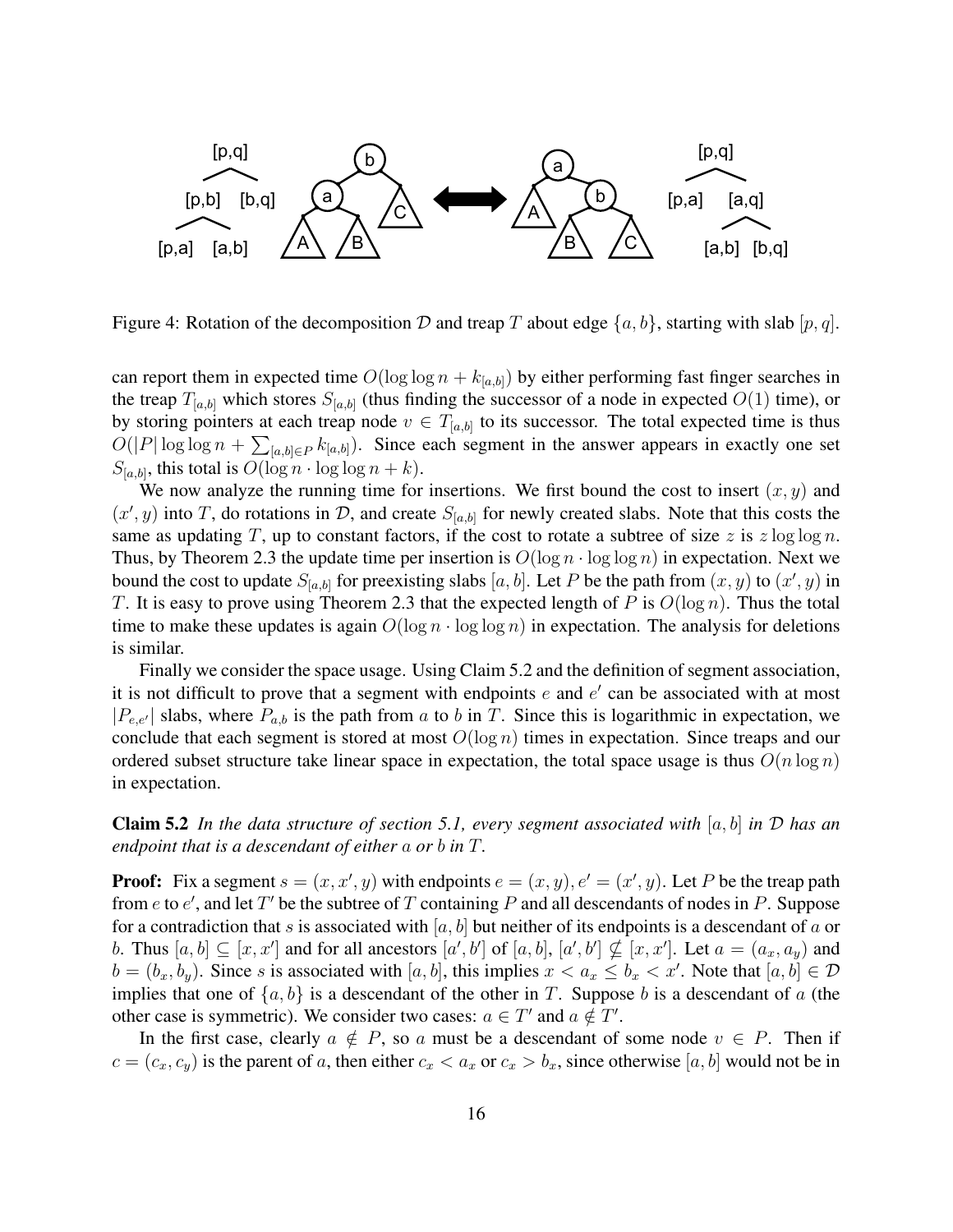Figure 4: Rotation of the decomposition $\mathcal{D}$ and treap $T$ about edge $\{a, b\}$, starting with slab $[p, q]$.

can report them in expected time $O(\log\log n + k_{[a,b]})$ by either performing fast finger searches in the treap $T_{[a,b]}$ which stores $S_{[a,b]}$ (thus finding the successor of a node in expected $O(1)$ time), or by storing pointers at each treap node $v \in T_{[a,b]}$ to its successor. The total expected time is thus $O(|P| \log\log n + \sum_{[a,b] \in P} k_{[a,b]})$. Since each segment in the answer appears in exactly one set $S_{[a,b]}$, this total is $O(\log n \cdot \log\log n + k)$.

We now analyze the running time for insertions. We first bound the cost to insert $(x, y)$ and $(x', y)$ into $T$, do rotations in $\mathcal{D}$, and create $S_{[a,b]}$ for newly created slabs. Note that this costs the same as updating $T$, up to constant factors, if the cost to rotate a subtree of size $z$ is $z \log\log n$. Thus, by Theorem 2.3 the update time per insertion is $O(\log n \cdot \log\log n)$ in expectation. Next we bound the cost to update $S_{[a,b]}$ for preexisting slabs $[a, b]$. Let $P$ be the path from $(x, y)$ to $(x', y)$ in $T$. It is easy to prove using Theorem 2.3 that the expected length of $P$ is $O(\log n)$. Thus the total time to make these updates is again $O(\log n \cdot \log\log n)$ in expectation. The analysis for deletions is similar.

Finally we consider the space usage. Using Claim 5.2 and the definition of segment association, it is not difficult to prove that a segment with endpoints $e$ and $e'$ can be associated with at most $|P_{e,e'}|$ slabs, where $P_{a,b}$ is the path from $a$ to $b$ in $T$. Since this is logarithmic in expectation, we conclude that each segment is stored at most $O(\log n)$ times in expectation. Since treaps and our ordered subset structure take linear space in expectation, the total space usage is thus $O(n \log n)$ in expectation.

**Claim 5.2** *In the data structure of section 5.1, every segment associated with $[a, b]$ in $\mathcal{D}$ has an endpoint that is a descendant of either $a$ or $b$ in $T$.*

**Proof:** Fix a segment $s = (x, x', y)$ with endpoints $e = (x, y), e' = (x', y)$. Let $P$ be the treap path from $e$ to $e'$, and let $T'$ be the subtree of $T$ containing $P$ and all descendants of nodes in $P$. Suppose for a contradiction that $s$ is associated with $[a, b]$ but neither of its endpoints is a descendant of $a$ or $b$. Thus $[a, b] \subseteq [x, x']$ and for all ancestors $[a', b']$ of $[a, b]$, $[a', b'] \nsubseteq [x, x']$. Let $a = (a_x, a_y)$ and $b = (b_x, b_y)$. Since $s$ is associated with $[a, b]$, this implies $x < a_x \leq b_x < x'$. Note that $[a, b] \in \mathcal{D}$ implies that one of $\{a, b\}$ is a descendant of the other in $T$. Suppose $b$ is a descendant of $a$ (the other case is symmetric). We consider two cases: $a \in T'$ and $a \notin T'$.

In the first case, clearly $a \notin P$, so $a$ must be a descendant of some node $v \in P$. Then if $c = (c_x, c_y)$ is the parent of $a$, then either $c_x < a_x$ or $c_x > b_x$, since otherwise $[a, b]$ would not be in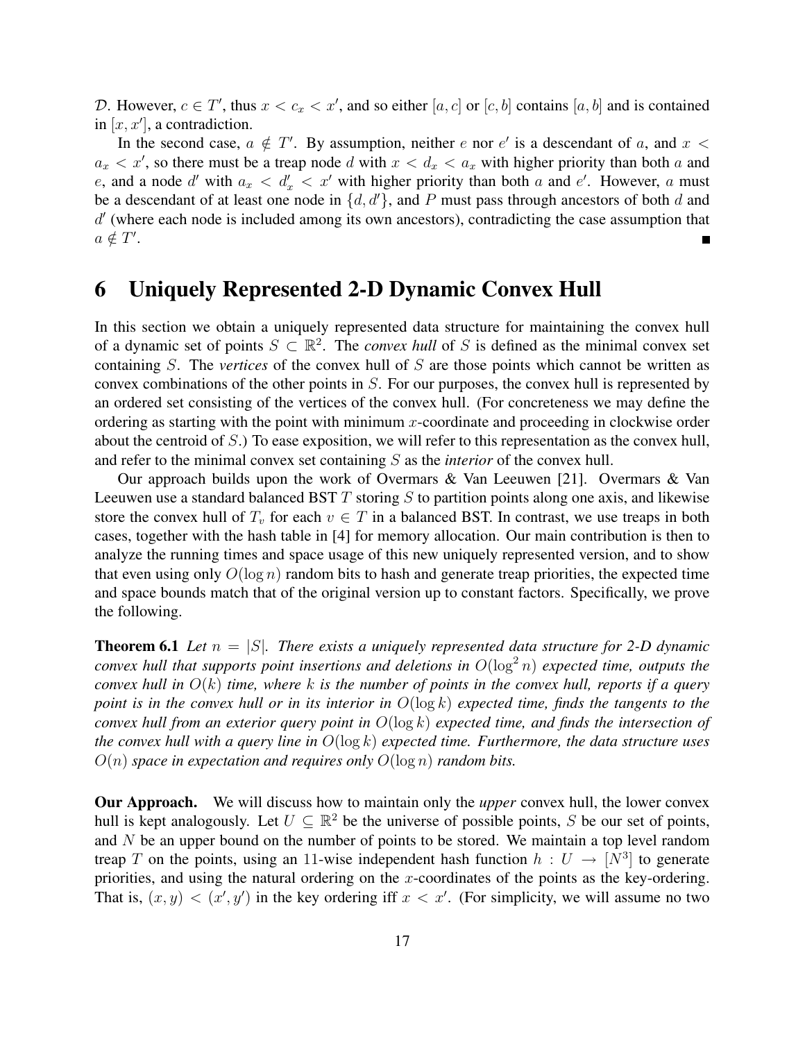$\mathcal{D}$. However, $c \in T'$, thus $x < c_x < x'$, and so either $[a, c]$ or $[c, b]$ contains $[a, b]$ and is contained in $[x, x']$, a contradiction.

In the second case, $a \notin T'$. By assumption, neither $e$ nor $e'$ is a descendant of $a$, and $x < a_x < x'$, so there must be a treap node $d$ with $x < d_x < a_x$ with higher priority than both $a$ and $e$, and a node $d'$ with $a_x < d'_x < x'$ with higher priority than both $a$ and $e'$. However, $a$ must be a descendant of at least one node in $\{d, d'\}$, and $P$ must pass through ancestors of both $d$ and $d'$ (where each node is included among its own ancestors), contradicting the case assumption that $a \notin T'$. ■

# 6 Uniquely Represented 2-D Dynamic Convex Hull

In this section we obtain a uniquely represented data structure for maintaining the convex hull of a dynamic set of points $S \subset \mathbb{R}^2$. The *convex hull* of $S$ is defined as the minimal convex set containing $S$. The *vertices* of the convex hull of $S$ are those points which cannot be written as convex combinations of the other points in $S$. For our purposes, the convex hull is represented by an ordered set consisting of the vertices of the convex hull. (For concreteness we may define the ordering as starting with the point with minimum $x$-coordinate and proceeding in clockwise order about the centroid of $S$.) To ease exposition, we will refer to this representation as the convex hull, and refer to the minimal convex set containing $S$ as the *interior* of the convex hull.

Our approach builds upon the work of Overmars & Van Leeuwen [21]. Overmars & Van Leeuwen use a standard balanced BST $T$ storing $S$ to partition points along one axis, and likewise store the convex hull of $T_v$ for each $v \in T$ in a balanced BST. In contrast, we use treaps in both cases, together with the hash table in [4] for memory allocation. Our main contribution is then to analyze the running times and space usage of this new uniquely represented version, and to show that even using only $O(\log n)$ random bits to hash and generate treap priorities, the expected time and space bounds match that of the original version up to constant factors. Specifically, we prove the following.

**Theorem 6.1** *Let $n = |S|$. There exists a uniquely represented data structure for 2-D dynamic convex hull that supports point insertions and deletions in $O(\log^2 n)$ expected time, outputs the convex hull in $O(k)$ time, where $k$ is the number of points in the convex hull, reports if a query point is in the convex hull or in its interior in $O(\log k)$ expected time, finds the tangents to the convex hull from an exterior query point in $O(\log k)$ expected time, and finds the intersection of the convex hull with a query line in $O(\log k)$ expected time. Furthermore, the data structure uses $O(n)$ space in expectation and requires only $O(\log n)$ random bits.*

**Our Approach.** We will discuss how to maintain only the *upper* convex hull, the lower convex hull is kept analogously. Let $U \subseteq \mathbb{R}^2$ be the universe of possible points, $S$ be our set of points, and $N$ be an upper bound on the number of points to be stored. We maintain a top level random treap $T$ on the points, using an 11-wise independent hash function $h : U \to [N^3]$ to generate priorities, and using the natural ordering on the $x$-coordinates of the points as the key-ordering. That is, $(x, y) < (x', y')$ in the key ordering iff $x < x'$. (For simplicity, we will assume no two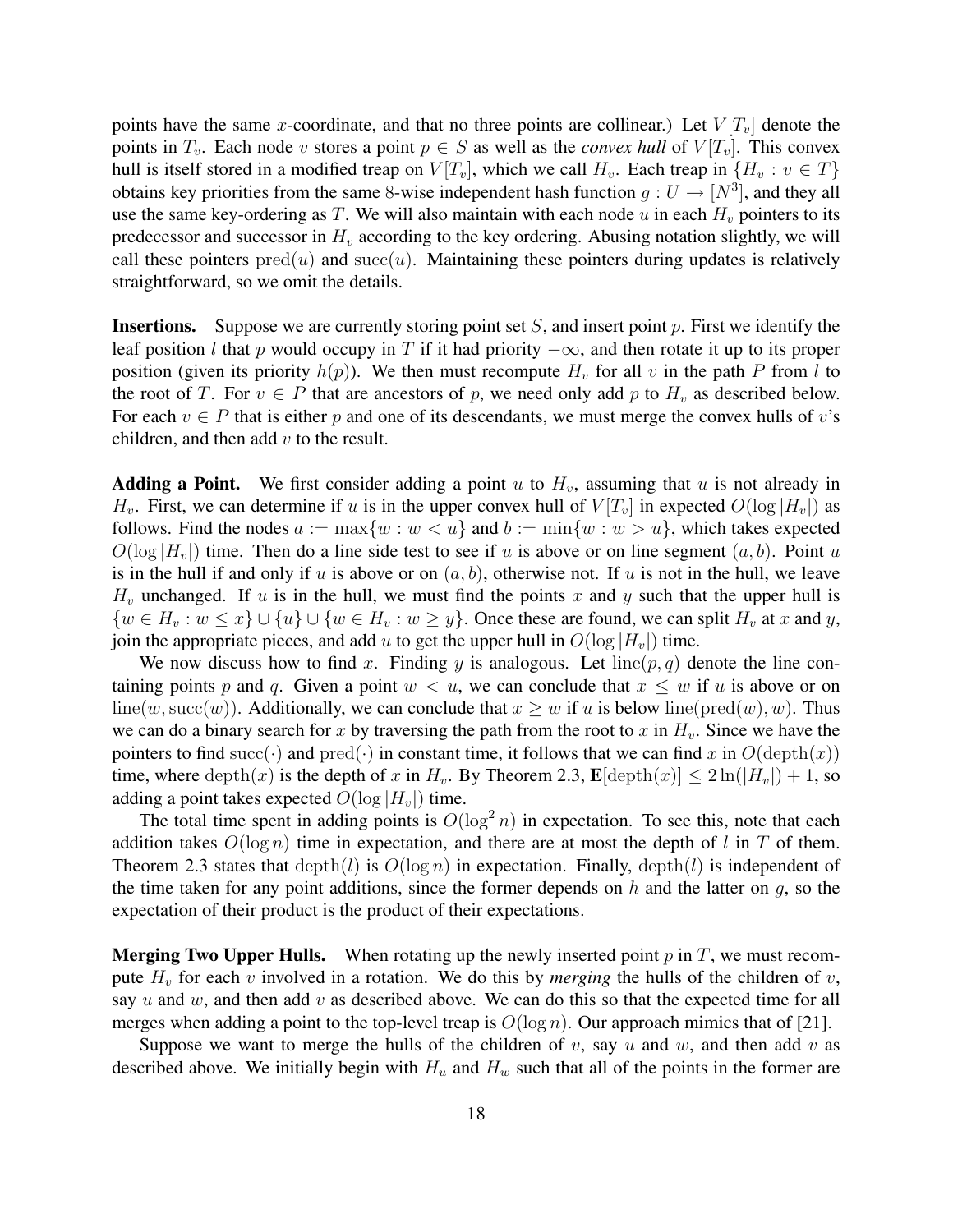points have the same $x$-coordinate, and that no three points are collinear.) Let $V[T_v]$ denote the points in $T_v$. Each node $v$ stores a point $p \in S$ as well as the *convex hull* of $V[T_v]$. This convex hull is itself stored in a modified treap on $V[T_v]$, which we call $H_v$. Each treap in $\{H_v : v \in T\}$ obtains key priorities from the same 8-wise independent hash function $g : U \to [N^3]$, and they all use the same key-ordering as $T$. We will also maintain with each node $u$ in each $H_v$ pointers to its predecessor and successor in $H_v$ according to the key ordering. Abusing notation slightly, we will call these pointers $\mathrm{pred}(u)$ and $\mathrm{succ}(u)$. Maintaining these pointers during updates is relatively straightforward, so we omit the details.

**Insertions.** Suppose we are currently storing point set $S$, and insert point $p$. First we identify the leaf position $l$ that $p$ would occupy in $T$ if it had priority $-\infty$, and then rotate it up to its proper position (given its priority $h(p)$). We then must recompute $H_v$ for all $v$ in the path $P$ from $l$ to the root of $T$. For $v \in P$ that are ancestors of $p$, we need only add $p$ to $H_v$ as described below. For each $v \in P$ that is either $p$ and one of its descendants, we must merge the convex hulls of $v$'s children, and then add $v$ to the result.

**Adding a Point.** We first consider adding a point $u$ to $H_v$, assuming that $u$ is not already in $H_v$. First, we can determine if $u$ is in the upper convex hull of $V[T_v]$ in expected $O(\log |H_v|)$ as follows. Find the nodes $a := \max\{w : w < u\}$ and $b := \min\{w : w > u\}$, which takes expected $O(\log |H_v|)$ time. Then do a line side test to see if $u$ is above or on line segment $(a, b)$. Point $u$ is in the hull if and only if $u$ is above or on $(a, b)$, otherwise not. If $u$ is not in the hull, we leave $H_v$ unchanged. If $u$ is in the hull, we must find the points $x$ and $y$ such that the upper hull is $\{w \in H_v : w \leq x\} \cup \{u\} \cup \{w \in H_v : w \geq y\}$. Once these are found, we can split $H_v$ at $x$ and $y$, join the appropriate pieces, and add $u$ to get the upper hull in $O(\log |H_v|)$ time.

We now discuss how to find $x$. Finding $y$ is analogous. Let $\mathrm{line}(p, q)$ denote the line containing points $p$ and $q$. Given a point $w < u$, we can conclude that $x \leq w$ if $u$ is above or on $\mathrm{line}(w, \mathrm{succ}(w))$. Additionally, we can conclude that $x \geq w$ if $u$ is below $\mathrm{line}(\mathrm{pred}(w), w)$. Thus we can do a binary search for $x$ by traversing the path from the root to $x$ in $H_v$. Since we have the pointers to find $\mathrm{succ}(\cdot)$ and $\mathrm{pred}(\cdot)$ in constant time, it follows that we can find $x$ in $O(\mathrm{depth}(x))$ time, where $\mathrm{depth}(x)$ is the depth of $x$ in $H_v$. By Theorem 2.3, $\mathbf{E}[\mathrm{depth}(x)] \leq 2\ln(|H_v|) + 1$, so adding a point takes expected $O(\log |H_v|)$ time.

The total time spent in adding points is $O(\log^2 n)$ in expectation. To see this, note that each addition takes $O(\log n)$ time in expectation, and there are at most the depth of $l$ in $T$ of them. Theorem 2.3 states that $\mathrm{depth}(l)$ is $O(\log n)$ in expectation. Finally, $\mathrm{depth}(l)$ is independent of the time taken for any point additions, since the former depends on $h$ and the latter on $g$, so the expectation of their product is the product of their expectations.

**Merging Two Upper Hulls.** When rotating up the newly inserted point $p$ in $T$, we must recompute $H_v$ for each $v$ involved in a rotation. We do this by *merging* the hulls of the children of $v$, say $u$ and $w$, and then add $v$ as described above. We can do this so that the expected time for all merges when adding a point to the top-level treap is $O(\log n)$. Our approach mimics that of [21].

Suppose we want to merge the hulls of the children of $v$, say $u$ and $w$, and then add $v$ as described above. We initially begin with $H_u$ and $H_w$ such that all of the points in the former are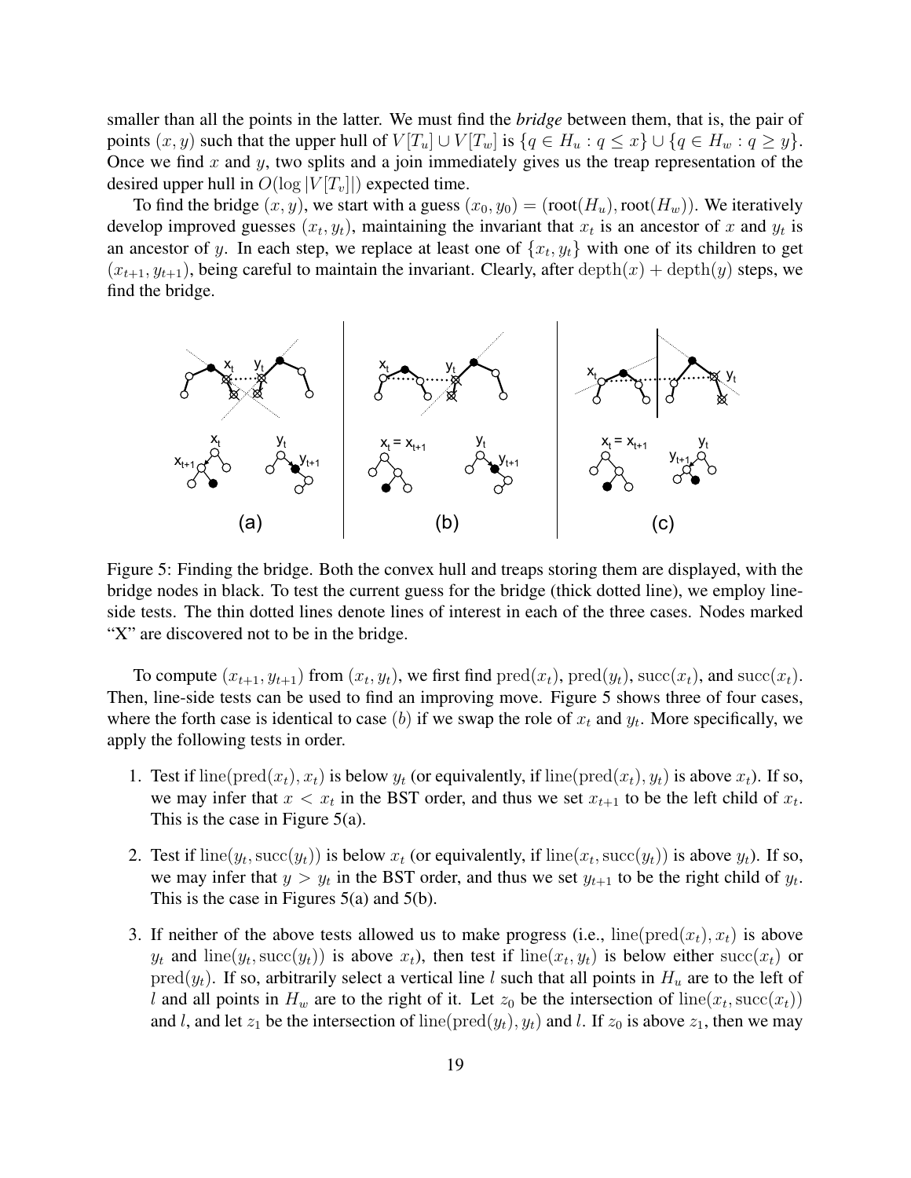smaller than all the points in the latter. We must find the *bridge* between them, that is, the pair of points $(x, y)$ such that the upper hull of $V[T_u] \cup V[T_w]$ is $\{q \in H_u : q \leq x\} \cup \{q \in H_w : q \geq y\}$. Once we find $x$ and $y$, two splits and a join immediately gives us the treap representation of the desired upper hull in $O(\log |V[T_v]|)$ expected time.

To find the bridge $(x, y)$, we start with a guess $(x_0, y_0) = (\text{root}(H_u), \text{root}(H_w))$. We iteratively develop improved guesses $(x_t, y_t)$, maintaining the invariant that $x_t$ is an ancestor of $x$ and $y_t$ is an ancestor of $y$. In each step, we replace at least one of $\{x_t, y_t\}$ with one of its children to get $(x_{t+1}, y_{t+1})$, being careful to maintain the invariant. Clearly, after $\text{depth}(x) + \text{depth}(y)$ steps, we find the bridge.

Figure 5: Finding the bridge. Both the convex hull and treaps storing them are displayed, with the bridge nodes in black. To test the current guess for the bridge (thick dotted line), we employ line-side tests. The thin dotted lines denote lines of interest in each of the three cases. Nodes marked "X" are discovered not to be in the bridge.

To compute $(x_{t+1}, y_{t+1})$ from $(x_t, y_t)$, we first find $\text{pred}(x_t)$, $\text{pred}(y_t)$, $\text{succ}(x_t)$, and $\text{succ}(x_t)$. Then, line-side tests can be used to find an improving move. Figure 5 shows three of four cases, where the forth case is identical to case $(b)$ if we swap the role of $x_t$ and $y_t$. More specifically, we apply the following tests in order.

1. Test if $\text{line}(\text{pred}(x_t), x_t)$ is below $y_t$ (or equivalently, if $\text{line}(\text{pred}(x_t), y_t)$ is above $x_t$). If so, we may infer that $x < x_t$ in the BST order, and thus we set $x_{t+1}$ to be the left child of $x_t$. This is the case in Figure 5(a).

2. Test if $\text{line}(y_t, \text{succ}(y_t))$ is below $x_t$ (or equivalently, if $\text{line}(x_t, \text{succ}(y_t))$ is above $y_t$). If so, we may infer that $y > y_t$ in the BST order, and thus we set $y_{t+1}$ to be the right child of $y_t$. This is the case in Figures 5(a) and 5(b).

3. If neither of the above tests allowed us to make progress (i.e., $\text{line}(\text{pred}(x_t), x_t)$ is above $y_t$ and $\text{line}(y_t, \text{succ}(y_t))$ is above $x_t$), then test if $\text{line}(x_t, y_t)$ is below either $\text{succ}(x_t)$ or $\text{pred}(y_t)$. If so, arbitrarily select a vertical line $l$ such that all points in $H_u$ are to the left of $l$ and all points in $H_w$ are to the right of it. Let $z_0$ be the intersection of $\text{line}(x_t, \text{succ}(x_t))$ and $l$, and let $z_1$ be the intersection of $\text{line}(\text{pred}(y_t), y_t)$ and $l$. If $z_0$ is above $z_1$, then we may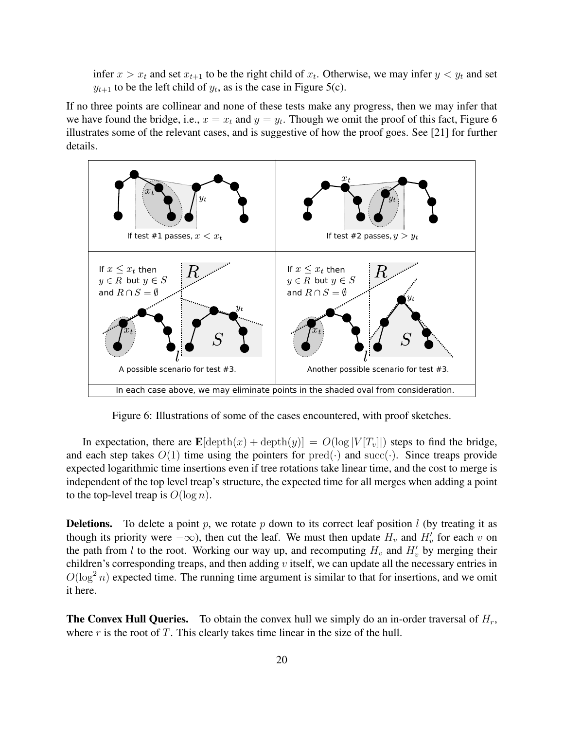infer $x > x_t$ and set $x_{t+1}$ to be the right child of $x_t$. Otherwise, we may infer $y < y_t$ and set $y_{t+1}$ to be the left child of $y_t$, as is the case in Figure 5(c).

If no three points are collinear and none of these tests make any progress, then we may infer that we have found the bridge, i.e., $x = x_t$ and $y = y_t$. Though we omit the proof of this fact, Figure 6 illustrates some of the relevant cases, and is suggestive of how the proof goes. See [21] for further details.

Figure 6: Illustrations of some of the cases encountered, with proof sketches.

In expectation, there are $\mathbf{E}[\text{depth}(x) + \text{depth}(y)] = O(\log |V[T_v]|)$ steps to find the bridge, and each step takes $O(1)$ time using the pointers for $\text{pred}(\cdot)$ and $\text{succ}(\cdot)$. Since treaps provide expected logarithmic time insertions even if tree rotations take linear time, and the cost to merge is independent of the top level treap's structure, the expected time for all merges when adding a point to the top-level treap is $O(\log n)$.

**Deletions.** To delete a point $p$, we rotate $p$ down to its correct leaf position $l$ (by treating it as though its priority were $-\infty$), then cut the leaf. We must then update $H_v$ and $H'_v$ for each $v$ on the path from $l$ to the root. Working our way up, and recomputing $H_v$ and $H'_v$ by merging their children's corresponding treaps, and then adding $v$ itself, we can update all the necessary entries in $O(\log^2 n)$ expected time. The running time argument is similar to that for insertions, and we omit it here.

**The Convex Hull Queries.** To obtain the convex hull we simply do an in-order traversal of $H_r$, where $r$ is the root of $T$. This clearly takes time linear in the size of the hull.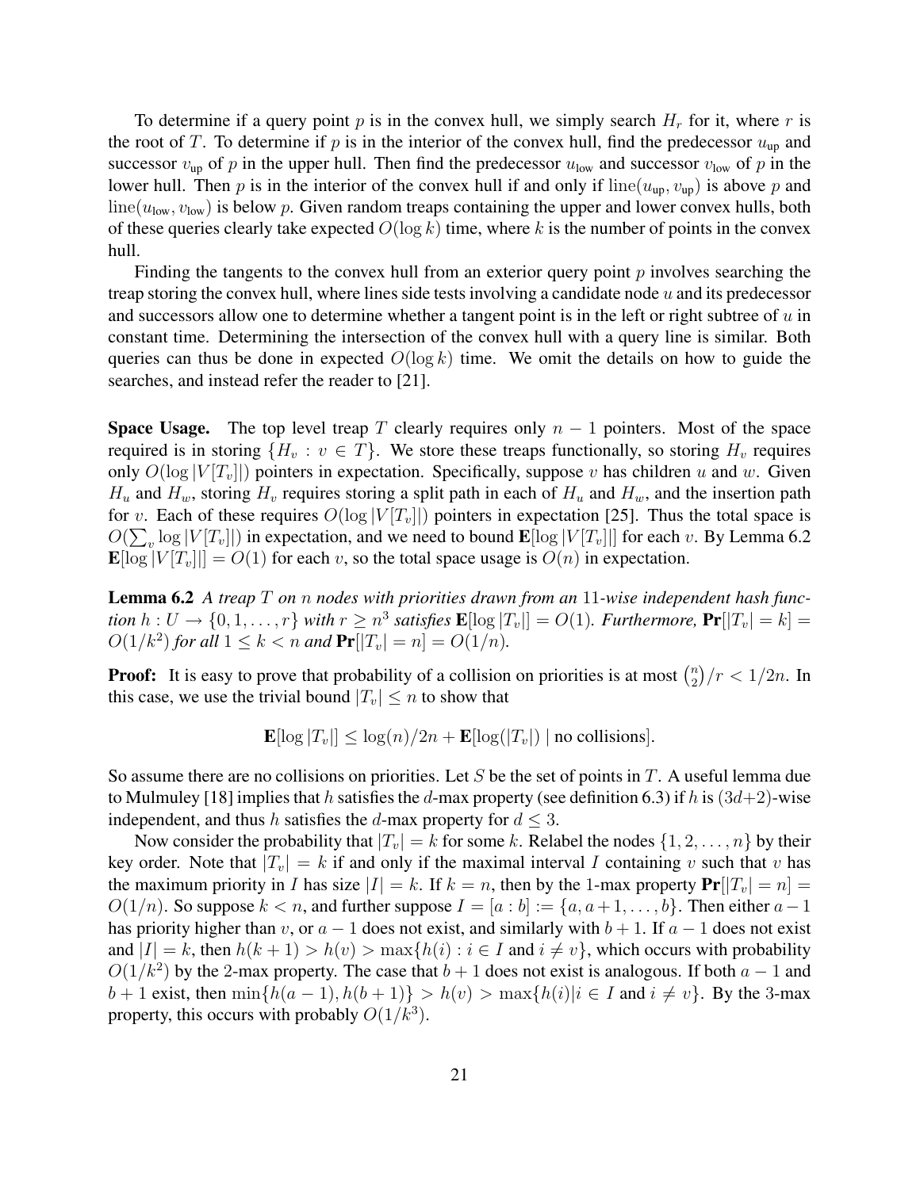To determine if a query point $p$ is in the convex hull, we simply search $H_r$ for it, where $r$ is the root of $T$. To determine if $p$ is in the interior of the convex hull, find the predecessor $u_{\text{up}}$ and successor $v_{\text{up}}$ of $p$ in the upper hull. Then find the predecessor $u_{\text{low}}$ and successor $v_{\text{low}}$ of $p$ in the lower hull. Then $p$ is in the interior of the convex hull if and only if $\text{line}(u_{\text{up}}, v_{\text{up}})$ is above $p$ and $\text{line}(u_{\text{low}}, v_{\text{low}})$ is below $p$. Given random treaps containing the upper and lower convex hulls, both of these queries clearly take expected $O(\log k)$ time, where $k$ is the number of points in the convex hull.

Finding the tangents to the convex hull from an exterior query point $p$ involves searching the treap storing the convex hull, where lines side tests involving a candidate node $u$ and its predecessor and successors allow one to determine whether a tangent point is in the left or right subtree of $u$ in constant time. Determining the intersection of the convex hull with a query line is similar. Both queries can thus be done in expected $O(\log k)$ time. We omit the details on how to guide the searches, and instead refer the reader to [21].

**Space Usage.** The top level treap $T$ clearly requires only $n - 1$ pointers. Most of the space required is in storing $\{H_v : v \in T\}$. We store these treaps functionally, so storing $H_v$ requires only $O(\log |V[T_v]|)$ pointers in expectation. Specifically, suppose $v$ has children $u$ and $w$. Given $H_u$ and $H_w$, storing $H_v$ requires storing a split path in each of $H_u$ and $H_w$, and the insertion path for $v$. Each of these requires $O(\log |V[T_v]|)$ pointers in expectation [25]. Thus the total space is $O(\sum_v \log |V[T_v]|)$ in expectation, and we need to bound $\mathbf{E}[\log |V[T_v]|]$ for each $v$. By Lemma 6.2 $\mathbf{E}[\log |V[T_v]|] = O(1)$ for each $v$, so the total space usage is $O(n)$ in expectation.

**Lemma 6.2** *A treap $T$ on $n$ nodes with priorities drawn from an 11-wise independent hash function $h : U \to \{0, 1, \ldots, r\}$ with $r \geq n^3$ satisfies $\mathbf{E}[\log |T_v|] = O(1)$. Furthermore, $\mathbf{Pr}[|T_v| = k] = O(1/k^2)$ for all $1 \leq k < n$ and $\mathbf{Pr}[|T_v| = n] = O(1/n)$.*

**Proof:** It is easy to prove that probability of a collision on priorities is at most $\binom{n}{2}/r < 1/2n$. In this case, we use the trivial bound $|T_v| \leq n$ to show that

$$\mathbf{E}[\log |T_v|] \leq \log(n)/2n + \mathbf{E}[\log(|T_v|) \mid \text{no collisions}].$$

So assume there are no collisions on priorities. Let $S$ be the set of points in $T$. A useful lemma due to Mulmuley [18] implies that $h$ satisfies the $d$-max property (see definition 6.3) if $h$ is $(3d+2)$-wise independent, and thus $h$ satisfies the $d$-max property for $d \leq 3$.

Now consider the probability that $|T_v| = k$ for some $k$. Relabel the nodes $\{1, 2, \ldots, n\}$ by their key order. Note that $|T_v| = k$ if and only if the maximal interval $I$ containing $v$ such that $v$ has the maximum priority in $I$ has size $|I| = k$. If $k = n$, then by the 1-max property $\mathbf{Pr}[|T_v| = n] = O(1/n)$. So suppose $k < n$, and further suppose $I = [a : b] := \{a, a+1, \ldots, b\}$. Then either $a - 1$ has priority higher than $v$, or $a - 1$ does not exist, and similarly with $b + 1$. If $a - 1$ does not exist and $|I| = k$, then $h(k+1) > h(v) > \max\{h(i) : i \in I \text{ and } i \neq v\}$, which occurs with probability $O(1/k^2)$ by the 2-max property. The case that $b + 1$ does not exist is analogous. If both $a - 1$ and $b + 1$ exist, then $\min\{h(a-1), h(b+1)\} > h(v) > \max\{h(i) | i \in I \text{ and } i \neq v\}$. By the 3-max property, this occurs with probably $O(1/k^3)$.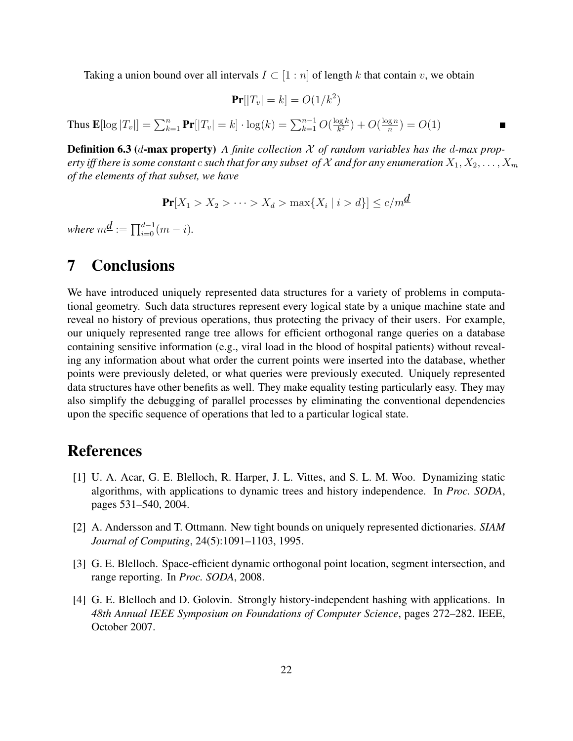Taking a union bound over all intervals $I \subset [1:n]$ of length $k$ that contain $v$, we obtain

$$\mathbf{Pr}[|T_v| = k] = O(1/k^2)$$

Thus $\mathbf{E}[\log |T_v|] = \sum_{k=1}^{n} \mathbf{Pr}[|T_v| = k] \cdot \log(k) = \sum_{k=1}^{n-1} O(\frac{\log k}{k^2}) + O(\frac{\log n}{n}) = O(1)$ ■

**Definition 6.3 ($d$-max property)** *A finite collection $\mathcal{X}$ of random variables has the $d$-max property iff there is some constant $c$ such that for any subset of $\mathcal{X}$ and for any enumeration $X_1, X_2, \ldots, X_m$ of the elements of that subset, we have*

$$\mathbf{Pr}[X_1 > X_2 > \cdots > X_d > \max\{X_i \mid i > d\}] \leq c/m^{\underline{d}}$$

*where $m^{\underline{d}} := \prod_{i=0}^{d-1}(m-i)$.*

# 7 Conclusions

We have introduced uniquely represented data structures for a variety of problems in computational geometry. Such data structures represent every logical state by a unique machine state and reveal no history of previous operations, thus protecting the privacy of their users. For example, our uniquely represented range tree allows for efficient orthogonal range queries on a database containing sensitive information (e.g., viral load in the blood of hospital patients) without revealing any information about what order the current points were inserted into the database, whether points were previously deleted, or what queries were previously executed. Uniquely represented data structures have other benefits as well. They make equality testing particularly easy. They may also simplify the debugging of parallel processes by eliminating the conventional dependencies upon the specific sequence of operations that led to a particular logical state.

# References

[1] U. A. Acar, G. E. Blelloch, R. Harper, J. L. Vittes, and S. L. M. Woo. Dynamizing static algorithms, with applications to dynamic trees and history independence. In *Proc. SODA*, pages 531–540, 2004.

[2] A. Andersson and T. Ottmann. New tight bounds on uniquely represented dictionaries. *SIAM Journal of Computing*, 24(5):1091–1103, 1995.

[3] G. E. Blelloch. Space-efficient dynamic orthogonal point location, segment intersection, and range reporting. In *Proc. SODA*, 2008.

[4] G. E. Blelloch and D. Golovin. Strongly history-independent hashing with applications. In *48th Annual IEEE Symposium on Foundations of Computer Science*, pages 272–282. IEEE, October 2007.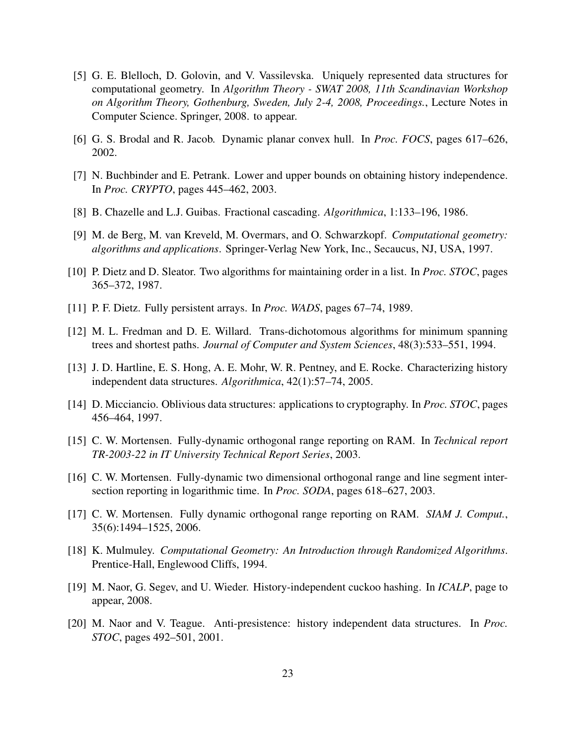[5] G. E. Blelloch, D. Golovin, and V. Vassilevska. Uniquely represented data structures for computational geometry. In *Algorithm Theory - SWAT 2008, 11th Scandinavian Workshop on Algorithm Theory, Gothenburg, Sweden, July 2-4, 2008, Proceedings.*, Lecture Notes in Computer Science. Springer, 2008. to appear.

[6] G. S. Brodal and R. Jacob. Dynamic planar convex hull. In *Proc. FOCS*, pages 617–626, 2002.

[7] N. Buchbinder and E. Petrank. Lower and upper bounds on obtaining history independence. In *Proc. CRYPTO*, pages 445–462, 2003.

[8] B. Chazelle and L.J. Guibas. Fractional cascading. *Algorithmica*, 1:133–196, 1986.

[9] M. de Berg, M. van Kreveld, M. Overmars, and O. Schwarzkopf. *Computational geometry: algorithms and applications*. Springer-Verlag New York, Inc., Secaucus, NJ, USA, 1997.

[10] P. Dietz and D. Sleator. Two algorithms for maintaining order in a list. In *Proc. STOC*, pages 365–372, 1987.

[11] P. F. Dietz. Fully persistent arrays. In *Proc. WADS*, pages 67–74, 1989.

[12] M. L. Fredman and D. E. Willard. Trans-dichotomous algorithms for minimum spanning trees and shortest paths. *Journal of Computer and System Sciences*, 48(3):533–551, 1994.

[13] J. D. Hartline, E. S. Hong, A. E. Mohr, W. R. Pentney, and E. Rocke. Characterizing history independent data structures. *Algorithmica*, 42(1):57–74, 2005.

[14] D. Micciancio. Oblivious data structures: applications to cryptography. In *Proc. STOC*, pages 456–464, 1997.

[15] C. W. Mortensen. Fully-dynamic orthogonal range reporting on RAM. In *Technical report TR-2003-22 in IT University Technical Report Series*, 2003.

[16] C. W. Mortensen. Fully-dynamic two dimensional orthogonal range and line segment intersection reporting in logarithmic time. In *Proc. SODA*, pages 618–627, 2003.

[17] C. W. Mortensen. Fully dynamic orthogonal range reporting on RAM. *SIAM J. Comput.*, 35(6):1494–1525, 2006.

[18] K. Mulmuley. *Computational Geometry: An Introduction through Randomized Algorithms*. Prentice-Hall, Englewood Cliffs, 1994.

[19] M. Naor, G. Segev, and U. Wieder. History-independent cuckoo hashing. In *ICALP*, page to appear, 2008.

[20] M. Naor and V. Teague. Anti-presistence: history independent data structures. In *Proc. STOC*, pages 492–501, 2001.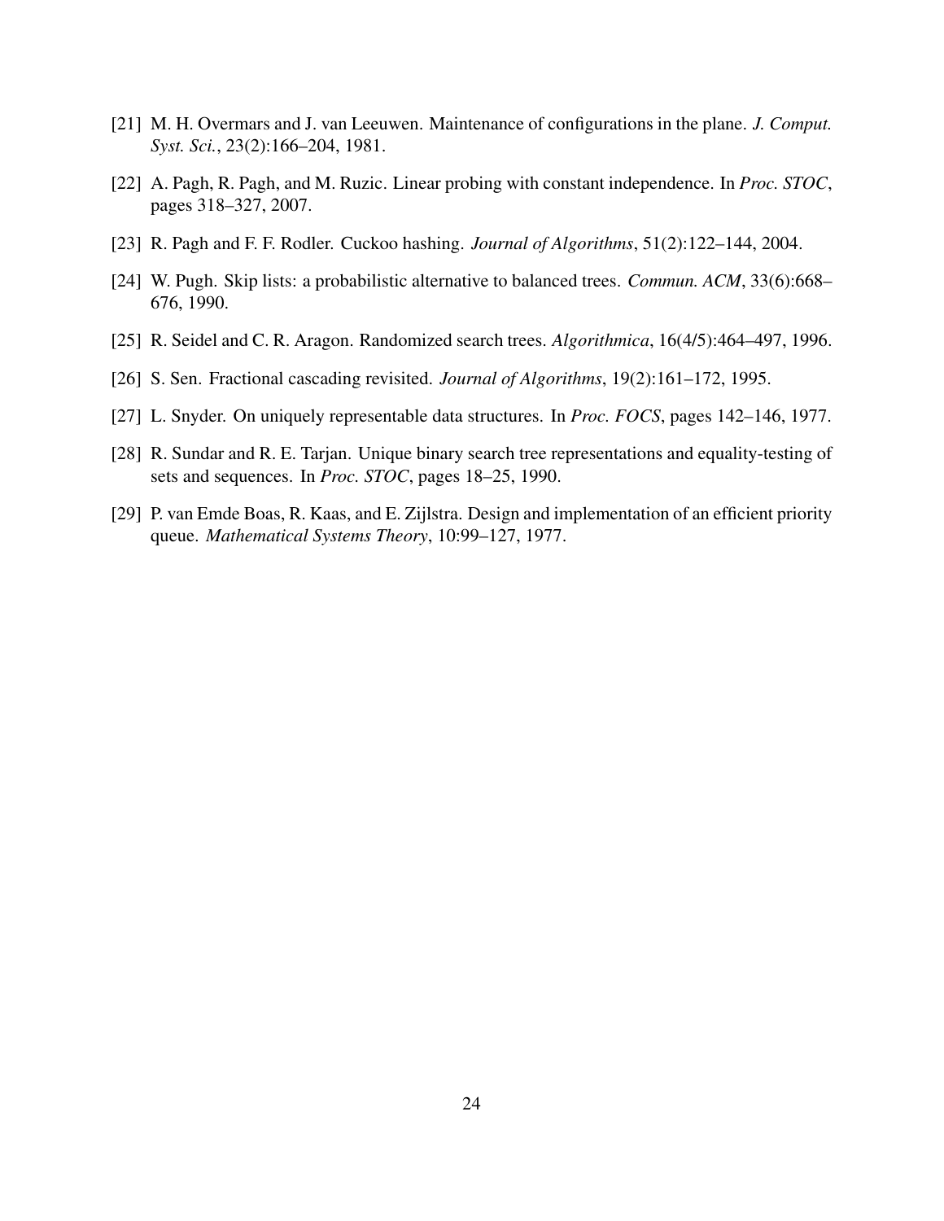[21] M. H. Overmars and J. van Leeuwen. Maintenance of configurations in the plane. *J. Comput. Syst. Sci.*, 23(2):166–204, 1981.

[22] A. Pagh, R. Pagh, and M. Ruzic. Linear probing with constant independence. In *Proc. STOC*, pages 318–327, 2007.

[23] R. Pagh and F. F. Rodler. Cuckoo hashing. *Journal of Algorithms*, 51(2):122–144, 2004.

[24] W. Pugh. Skip lists: a probabilistic alternative to balanced trees. *Commun. ACM*, 33(6):668–676, 1990.

[25] R. Seidel and C. R. Aragon. Randomized search trees. *Algorithmica*, 16(4/5):464–497, 1996.

[26] S. Sen. Fractional cascading revisited. *Journal of Algorithms*, 19(2):161–172, 1995.

[27] L. Snyder. On uniquely representable data structures. In *Proc. FOCS*, pages 142–146, 1977.

[28] R. Sundar and R. E. Tarjan. Unique binary search tree representations and equality-testing of sets and sequences. In *Proc. STOC*, pages 18–25, 1990.

[29] P. van Emde Boas, R. Kaas, and E. Zijlstra. Design and implementation of an efficient priority queue. *Mathematical Systems Theory*, 10:99–127, 1977.